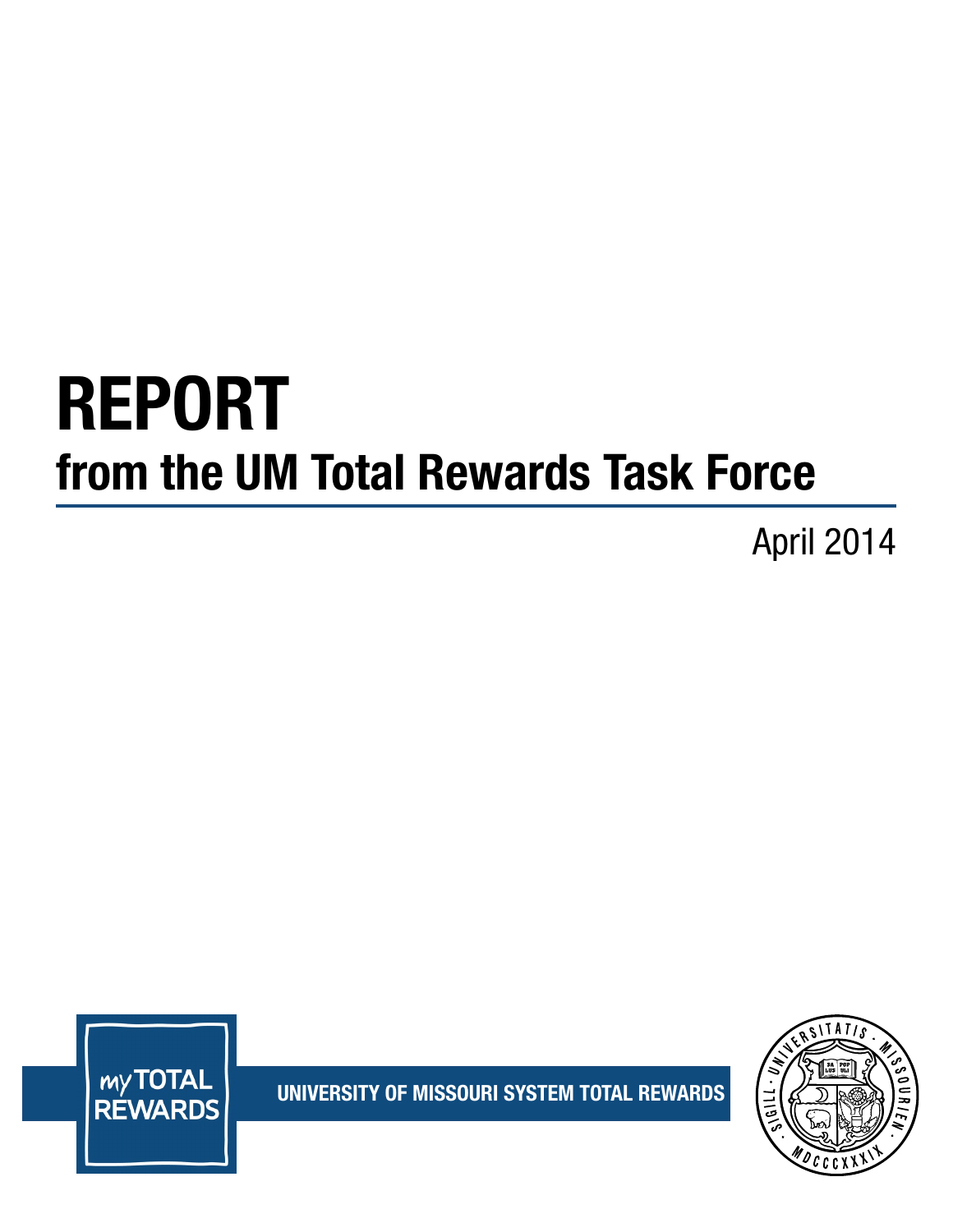# REPORT

## from the UM Total Rewards Task Force

April 2014

my TOTAL REWARDS

UNIVERSITY OF MISSOURI SYSTEM TOTAL REWARDS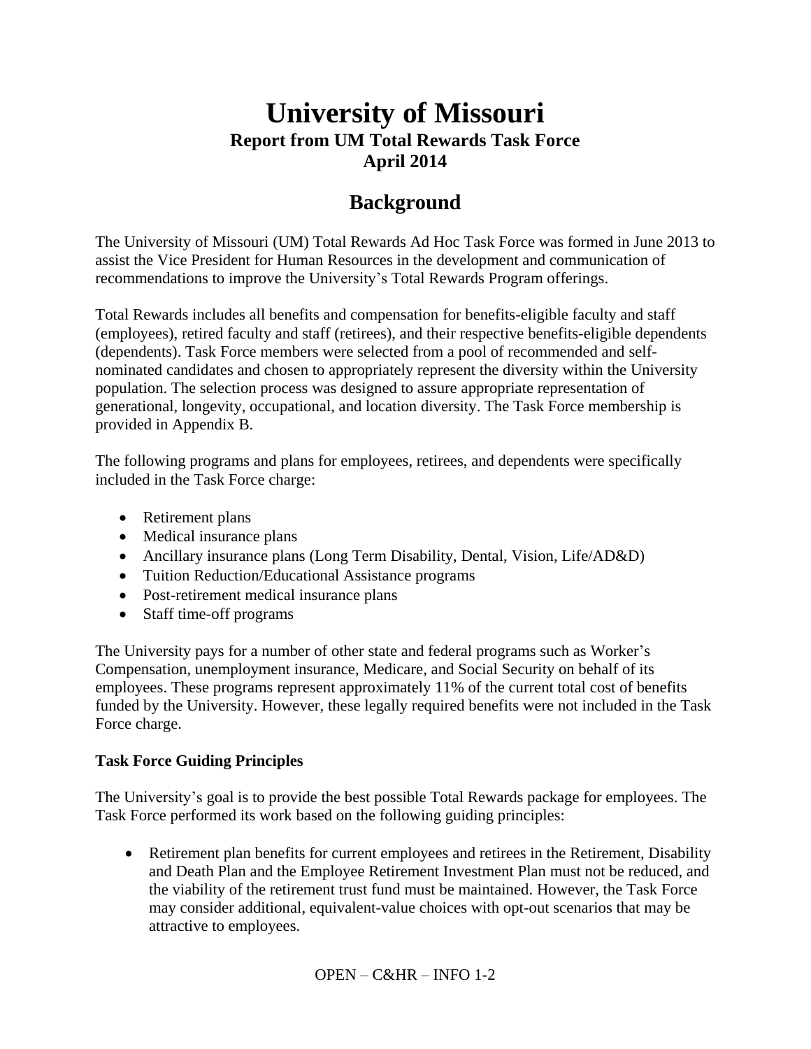# University of Missouri

**Report from UM Total Rewards Task Force**
**April 2014**

## Background

The University of Missouri (UM) Total Rewards Ad Hoc Task Force was formed in June 2013 to assist the Vice President for Human Resources in the development and communication of recommendations to improve the University's Total Rewards Program offerings.

Total Rewards includes all benefits and compensation for benefits-eligible faculty and staff (employees), retired faculty and staff (retirees), and their respective benefits-eligible dependents (dependents). Task Force members were selected from a pool of recommended and self-nominated candidates and chosen to appropriately represent the diversity within the University population. The selection process was designed to assure appropriate representation of generational, longevity, occupational, and location diversity. The Task Force membership is provided in Appendix B.

The following programs and plans for employees, retirees, and dependents were specifically included in the Task Force charge:

- Retirement plans
- Medical insurance plans
- Ancillary insurance plans (Long Term Disability, Dental, Vision, Life/AD&D)
- Tuition Reduction/Educational Assistance programs
- Post-retirement medical insurance plans
- Staff time-off programs

The University pays for a number of other state and federal programs such as Worker's Compensation, unemployment insurance, Medicare, and Social Security on behalf of its employees. These programs represent approximately 11% of the current total cost of benefits funded by the University. However, these legally required benefits were not included in the Task Force charge.

**Task Force Guiding Principles**

The University's goal is to provide the best possible Total Rewards package for employees. The Task Force performed its work based on the following guiding principles:

- Retirement plan benefits for current employees and retirees in the Retirement, Disability and Death Plan and the Employee Retirement Investment Plan must not be reduced, and the viability of the retirement trust fund must be maintained. However, the Task Force may consider additional, equivalent-value choices with opt-out scenarios that may be attractive to employees.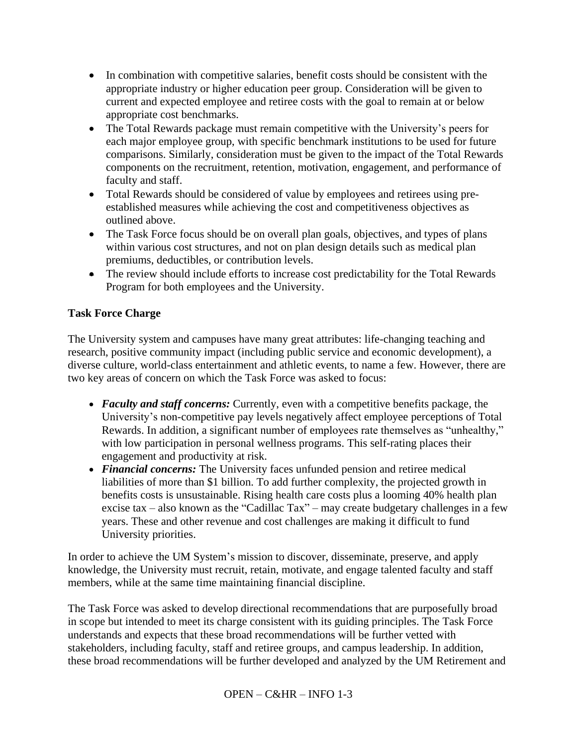- In combination with competitive salaries, benefit costs should be consistent with the appropriate industry or higher education peer group. Consideration will be given to current and expected employee and retiree costs with the goal to remain at or below appropriate cost benchmarks.
- The Total Rewards package must remain competitive with the University's peers for each major employee group, with specific benchmark institutions to be used for future comparisons. Similarly, consideration must be given to the impact of the Total Rewards components on the recruitment, retention, motivation, engagement, and performance of faculty and staff.
- Total Rewards should be considered of value by employees and retirees using pre-established measures while achieving the cost and competitiveness objectives as outlined above.
- The Task Force focus should be on overall plan goals, objectives, and types of plans within various cost structures, and not on plan design details such as medical plan premiums, deductibles, or contribution levels.
- The review should include efforts to increase cost predictability for the Total Rewards Program for both employees and the University.

**Task Force Charge**

The University system and campuses have many great attributes: life-changing teaching and research, positive community impact (including public service and economic development), a diverse culture, world-class entertainment and athletic events, to name a few. However, there are two key areas of concern on which the Task Force was asked to focus:

- ***Faculty and staff concerns:*** Currently, even with a competitive benefits package, the University's non-competitive pay levels negatively affect employee perceptions of Total Rewards. In addition, a significant number of employees rate themselves as "unhealthy," with low participation in personal wellness programs. This self-rating places their engagement and productivity at risk.
- ***Financial concerns:*** The University faces unfunded pension and retiree medical liabilities of more than $1 billion. To add further complexity, the projected growth in benefits costs is unsustainable. Rising health care costs plus a looming 40% health plan excise tax – also known as the "Cadillac Tax" – may create budgetary challenges in a few years. These and other revenue and cost challenges are making it difficult to fund University priorities.

In order to achieve the UM System's mission to discover, disseminate, preserve, and apply knowledge, the University must recruit, retain, motivate, and engage talented faculty and staff members, while at the same time maintaining financial discipline.

The Task Force was asked to develop directional recommendations that are purposefully broad in scope but intended to meet its charge consistent with its guiding principles. The Task Force understands and expects that these broad recommendations will be further vetted with stakeholders, including faculty, staff and retiree groups, and campus leadership. In addition, these broad recommendations will be further developed and analyzed by the UM Retirement and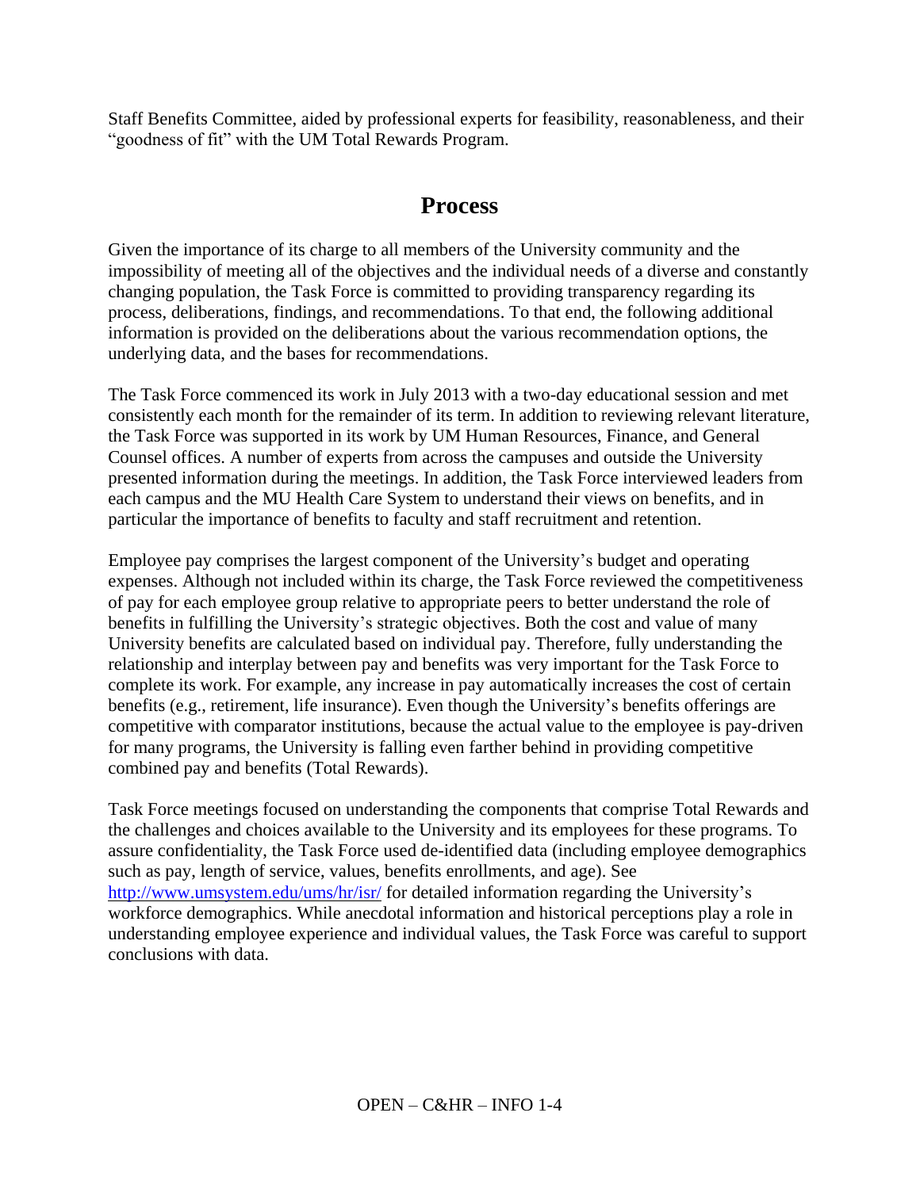Staff Benefits Committee, aided by professional experts for feasibility, reasonableness, and their "goodness of fit" with the UM Total Rewards Program.

## Process

Given the importance of its charge to all members of the University community and the impossibility of meeting all of the objectives and the individual needs of a diverse and constantly changing population, the Task Force is committed to providing transparency regarding its process, deliberations, findings, and recommendations. To that end, the following additional information is provided on the deliberations about the various recommendation options, the underlying data, and the bases for recommendations.

The Task Force commenced its work in July 2013 with a two-day educational session and met consistently each month for the remainder of its term. In addition to reviewing relevant literature, the Task Force was supported in its work by UM Human Resources, Finance, and General Counsel offices. A number of experts from across the campuses and outside the University presented information during the meetings. In addition, the Task Force interviewed leaders from each campus and the MU Health Care System to understand their views on benefits, and in particular the importance of benefits to faculty and staff recruitment and retention.

Employee pay comprises the largest component of the University's budget and operating expenses. Although not included within its charge, the Task Force reviewed the competitiveness of pay for each employee group relative to appropriate peers to better understand the role of benefits in fulfilling the University's strategic objectives. Both the cost and value of many University benefits are calculated based on individual pay. Therefore, fully understanding the relationship and interplay between pay and benefits was very important for the Task Force to complete its work. For example, any increase in pay automatically increases the cost of certain benefits (e.g., retirement, life insurance). Even though the University's benefits offerings are competitive with comparator institutions, because the actual value to the employee is pay-driven for many programs, the University is falling even farther behind in providing competitive combined pay and benefits (Total Rewards).

Task Force meetings focused on understanding the components that comprise Total Rewards and the challenges and choices available to the University and its employees for these programs. To assure confidentiality, the Task Force used de-identified data (including employee demographics such as pay, length of service, values, benefits enrollments, and age). See http://www.umsystem.edu/ums/hr/isr/ for detailed information regarding the University's workforce demographics. While anecdotal information and historical perceptions play a role in understanding employee experience and individual values, the Task Force was careful to support conclusions with data.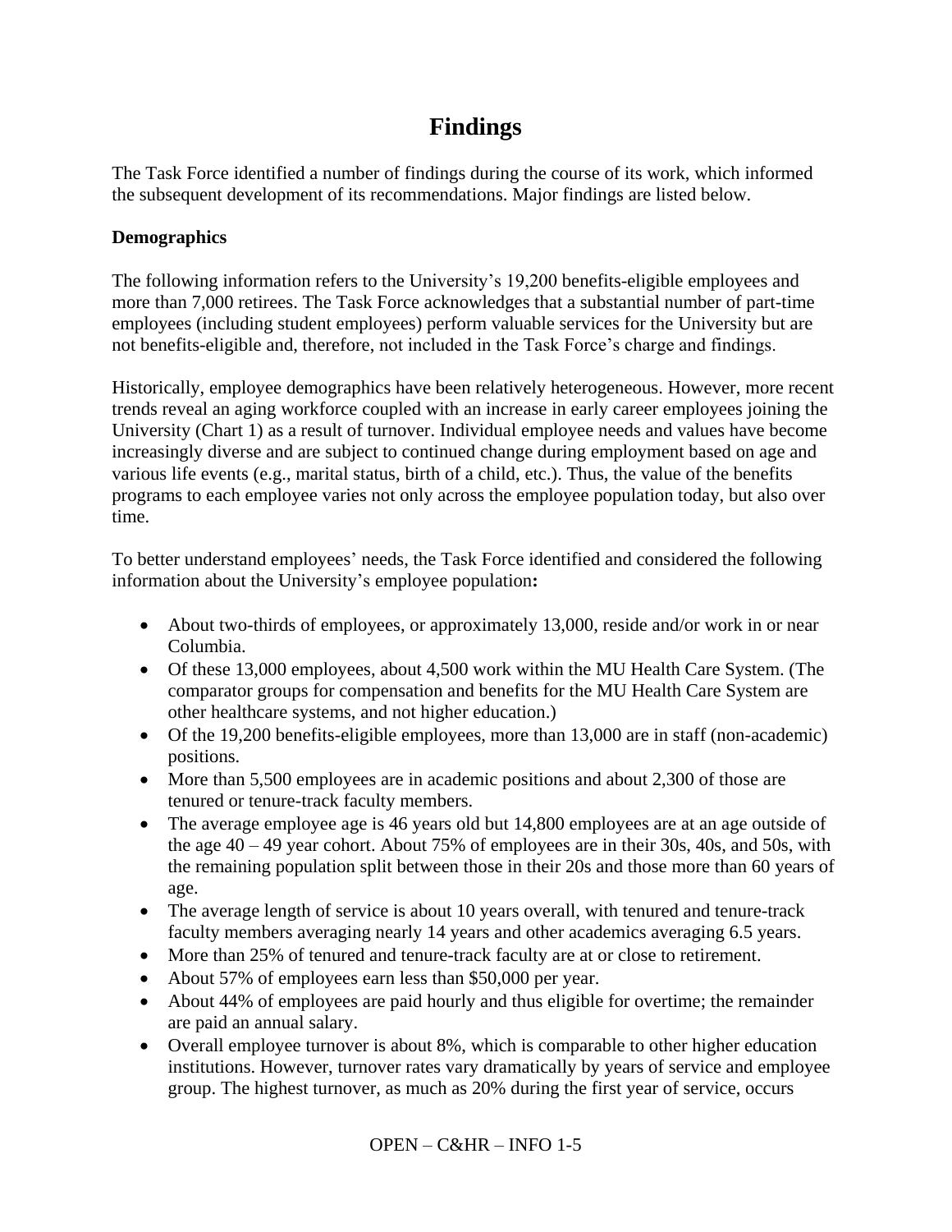# Findings

The Task Force identified a number of findings during the course of its work, which informed the subsequent development of its recommendations. Major findings are listed below.

**Demographics**

The following information refers to the University's 19,200 benefits-eligible employees and more than 7,000 retirees. The Task Force acknowledges that a substantial number of part-time employees (including student employees) perform valuable services for the University but are not benefits-eligible and, therefore, not included in the Task Force's charge and findings.

Historically, employee demographics have been relatively heterogeneous. However, more recent trends reveal an aging workforce coupled with an increase in early career employees joining the University (Chart 1) as a result of turnover. Individual employee needs and values have become increasingly diverse and are subject to continued change during employment based on age and various life events (e.g., marital status, birth of a child, etc.). Thus, the value of the benefits programs to each employee varies not only across the employee population today, but also over time.

To better understand employees' needs, the Task Force identified and considered the following information about the University's employee population**:**

- About two-thirds of employees, or approximately 13,000, reside and/or work in or near Columbia.
- Of these 13,000 employees, about 4,500 work within the MU Health Care System. (The comparator groups for compensation and benefits for the MU Health Care System are other healthcare systems, and not higher education.)
- Of the 19,200 benefits-eligible employees, more than 13,000 are in staff (non-academic) positions.
- More than 5,500 employees are in academic positions and about 2,300 of those are tenured or tenure-track faculty members.
- The average employee age is 46 years old but 14,800 employees are at an age outside of the age 40 – 49 year cohort. About 75% of employees are in their 30s, 40s, and 50s, with the remaining population split between those in their 20s and those more than 60 years of age.
- The average length of service is about 10 years overall, with tenured and tenure-track faculty members averaging nearly 14 years and other academics averaging 6.5 years.
- More than 25% of tenured and tenure-track faculty are at or close to retirement.
- About 57% of employees earn less than $50,000 per year.
- About 44% of employees are paid hourly and thus eligible for overtime; the remainder are paid an annual salary.
- Overall employee turnover is about 8%, which is comparable to other higher education institutions. However, turnover rates vary dramatically by years of service and employee group. The highest turnover, as much as 20% during the first year of service, occurs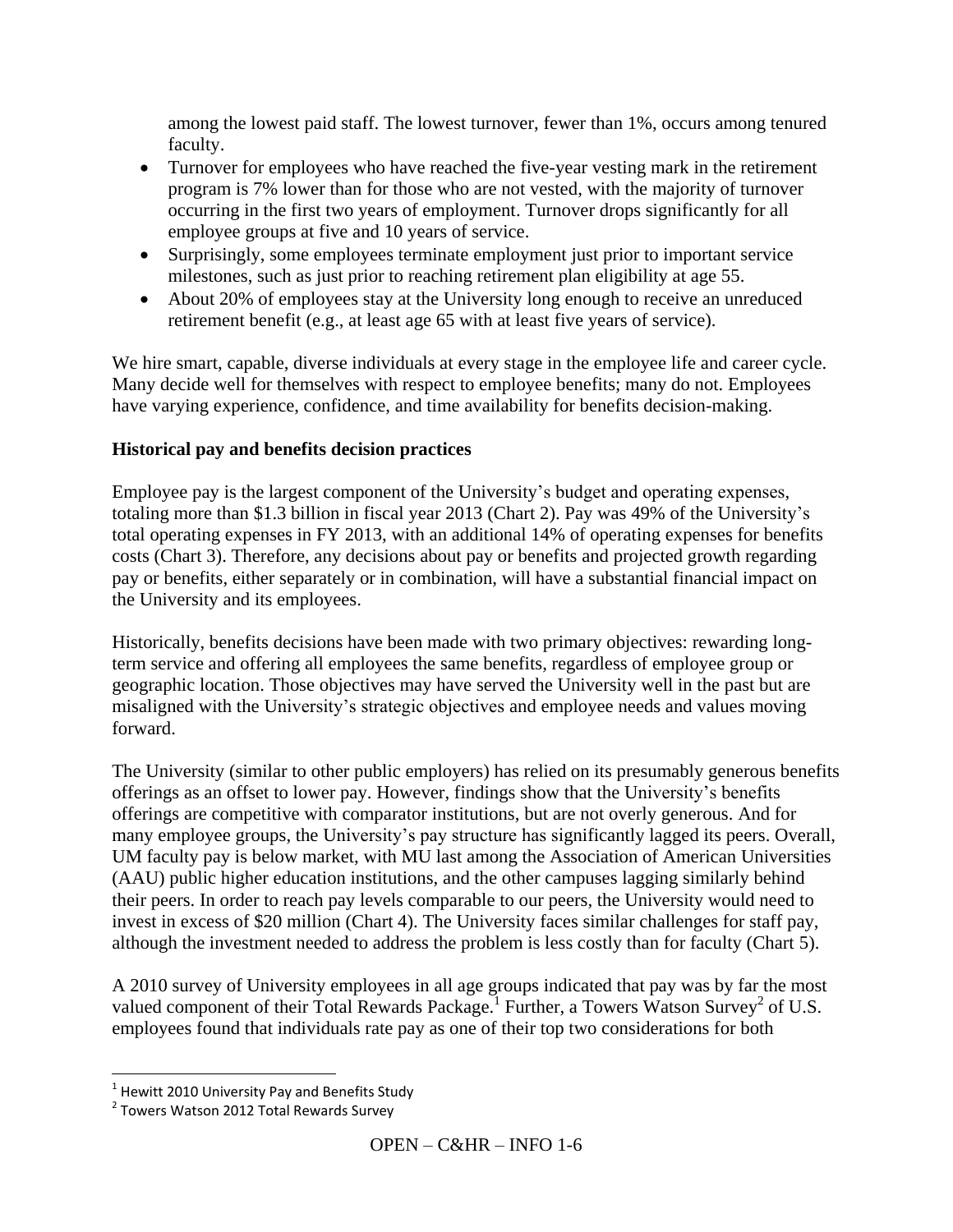among the lowest paid staff. The lowest turnover, fewer than 1%, occurs among tenured faculty.

- Turnover for employees who have reached the five-year vesting mark in the retirement program is 7% lower than for those who are not vested, with the majority of turnover occurring in the first two years of employment. Turnover drops significantly for all employee groups at five and 10 years of service.
- Surprisingly, some employees terminate employment just prior to important service milestones, such as just prior to reaching retirement plan eligibility at age 55.
- About 20% of employees stay at the University long enough to receive an unreduced retirement benefit (e.g., at least age 65 with at least five years of service).

We hire smart, capable, diverse individuals at every stage in the employee life and career cycle. Many decide well for themselves with respect to employee benefits; many do not. Employees have varying experience, confidence, and time availability for benefits decision-making.

**Historical pay and benefits decision practices**

Employee pay is the largest component of the University's budget and operating expenses, totaling more than $1.3 billion in fiscal year 2013 (Chart 2). Pay was 49% of the University's total operating expenses in FY 2013, with an additional 14% of operating expenses for benefits costs (Chart 3). Therefore, any decisions about pay or benefits and projected growth regarding pay or benefits, either separately or in combination, will have a substantial financial impact on the University and its employees.

Historically, benefits decisions have been made with two primary objectives: rewarding long-term service and offering all employees the same benefits, regardless of employee group or geographic location. Those objectives may have served the University well in the past but are misaligned with the University's strategic objectives and employee needs and values moving forward.

The University (similar to other public employers) has relied on its presumably generous benefits offerings as an offset to lower pay. However, findings show that the University's benefits offerings are competitive with comparator institutions, but are not overly generous. And for many employee groups, the University's pay structure has significantly lagged its peers. Overall, UM faculty pay is below market, with MU last among the Association of American Universities (AAU) public higher education institutions, and the other campuses lagging similarly behind their peers. In order to reach pay levels comparable to our peers, the University would need to invest in excess of $20 million (Chart 4). The University faces similar challenges for staff pay, although the investment needed to address the problem is less costly than for faculty (Chart 5).

A 2010 survey of University employees in all age groups indicated that pay was by far the most valued component of their Total Rewards Package.[1] Further, a Towers Watson Survey[2] of U.S. employees found that individuals rate pay as one of their top two considerations for both

[1] Hewitt 2010 University Pay and Benefits Study

[2] Towers Watson 2012 Total Rewards Survey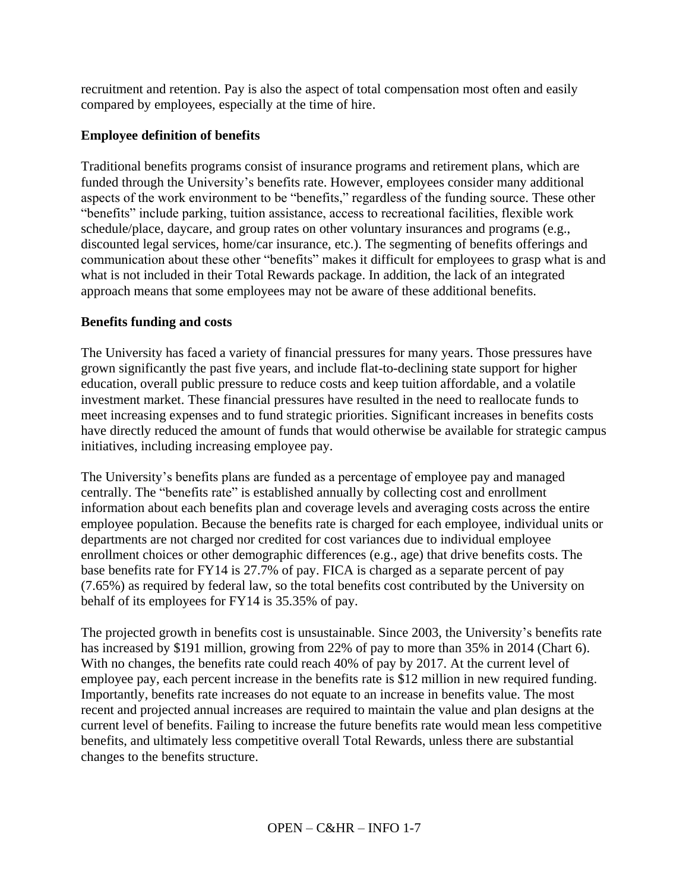recruitment and retention. Pay is also the aspect of total compensation most often and easily compared by employees, especially at the time of hire.

**Employee definition of benefits**

Traditional benefits programs consist of insurance programs and retirement plans, which are funded through the University's benefits rate. However, employees consider many additional aspects of the work environment to be "benefits," regardless of the funding source. These other "benefits" include parking, tuition assistance, access to recreational facilities, flexible work schedule/place, daycare, and group rates on other voluntary insurances and programs (e.g., discounted legal services, home/car insurance, etc.). The segmenting of benefits offerings and communication about these other "benefits" makes it difficult for employees to grasp what is and what is not included in their Total Rewards package. In addition, the lack of an integrated approach means that some employees may not be aware of these additional benefits.

**Benefits funding and costs**

The University has faced a variety of financial pressures for many years. Those pressures have grown significantly the past five years, and include flat-to-declining state support for higher education, overall public pressure to reduce costs and keep tuition affordable, and a volatile investment market. These financial pressures have resulted in the need to reallocate funds to meet increasing expenses and to fund strategic priorities. Significant increases in benefits costs have directly reduced the amount of funds that would otherwise be available for strategic campus initiatives, including increasing employee pay.

The University's benefits plans are funded as a percentage of employee pay and managed centrally. The "benefits rate" is established annually by collecting cost and enrollment information about each benefits plan and coverage levels and averaging costs across the entire employee population. Because the benefits rate is charged for each employee, individual units or departments are not charged nor credited for cost variances due to individual employee enrollment choices or other demographic differences (e.g., age) that drive benefits costs. The base benefits rate for FY14 is 27.7% of pay. FICA is charged as a separate percent of pay (7.65%) as required by federal law, so the total benefits cost contributed by the University on behalf of its employees for FY14 is 35.35% of pay.

The projected growth in benefits cost is unsustainable. Since 2003, the University's benefits rate has increased by $191 million, growing from 22% of pay to more than 35% in 2014 (Chart 6). With no changes, the benefits rate could reach 40% of pay by 2017. At the current level of employee pay, each percent increase in the benefits rate is $12 million in new required funding. Importantly, benefits rate increases do not equate to an increase in benefits value. The most recent and projected annual increases are required to maintain the value and plan designs at the current level of benefits. Failing to increase the future benefits rate would mean less competitive benefits, and ultimately less competitive overall Total Rewards, unless there are substantial changes to the benefits structure.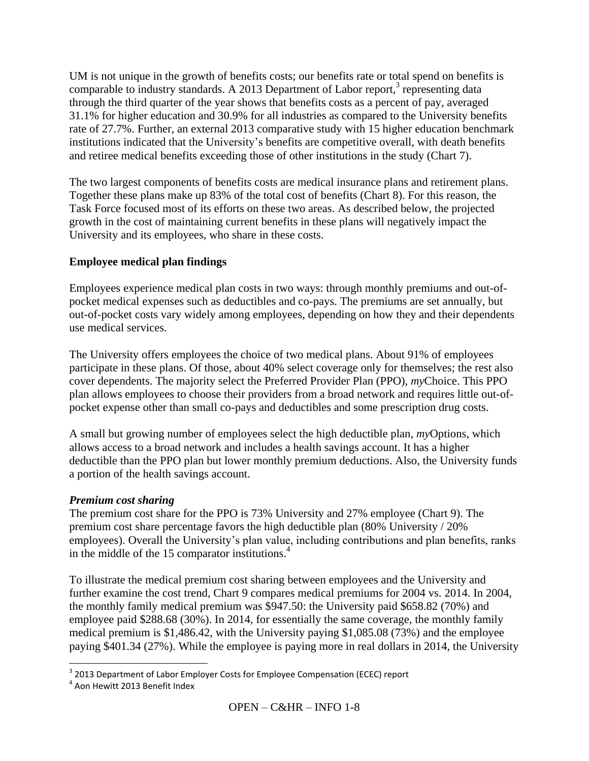UM is not unique in the growth of benefits costs; our benefits rate or total spend on benefits is comparable to industry standards. A 2013 Department of Labor report,[3] representing data through the third quarter of the year shows that benefits costs as a percent of pay, averaged 31.1% for higher education and 30.9% for all industries as compared to the University benefits rate of 27.7%. Further, an external 2013 comparative study with 15 higher education benchmark institutions indicated that the University's benefits are competitive overall, with death benefits and retiree medical benefits exceeding those of other institutions in the study (Chart 7).

The two largest components of benefits costs are medical insurance plans and retirement plans. Together these plans make up 83% of the total cost of benefits (Chart 8). For this reason, the Task Force focused most of its efforts on these two areas. As described below, the projected growth in the cost of maintaining current benefits in these plans will negatively impact the University and its employees, who share in these costs.

**Employee medical plan findings**

Employees experience medical plan costs in two ways: through monthly premiums and out-of-pocket medical expenses such as deductibles and co-pays. The premiums are set annually, but out-of-pocket costs vary widely among employees, depending on how they and their dependents use medical services.

The University offers employees the choice of two medical plans. About 91% of employees participate in these plans. Of those, about 40% select coverage only for themselves; the rest also cover dependents. The majority select the Preferred Provider Plan (PPO), *my*Choice. This PPO plan allows employees to choose their providers from a broad network and requires little out-of-pocket expense other than small co-pays and deductibles and some prescription drug costs.

A small but growing number of employees select the high deductible plan, *my*Options, which allows access to a broad network and includes a health savings account. It has a higher deductible than the PPO plan but lower monthly premium deductions. Also, the University funds a portion of the health savings account.

***Premium cost sharing***

The premium cost share for the PPO is 73% University and 27% employee (Chart 9). The premium cost share percentage favors the high deductible plan (80% University / 20% employees). Overall the University's plan value, including contributions and plan benefits, ranks in the middle of the 15 comparator institutions.[4]

To illustrate the medical premium cost sharing between employees and the University and further examine the cost trend, Chart 9 compares medical premiums for 2004 vs. 2014. In 2004, the monthly family medical premium was $947.50: the University paid $658.82 (70%) and employee paid $288.68 (30%). In 2014, for essentially the same coverage, the monthly family medical premium is $1,486.42, with the University paying $1,085.08 (73%) and the employee paying $401.34 (27%). While the employee is paying more in real dollars in 2014, the University

[3] 2013 Department of Labor Employer Costs for Employee Compensation (ECEC) report

[4] Aon Hewitt 2013 Benefit Index

OPEN – C&HR – INFO 1-8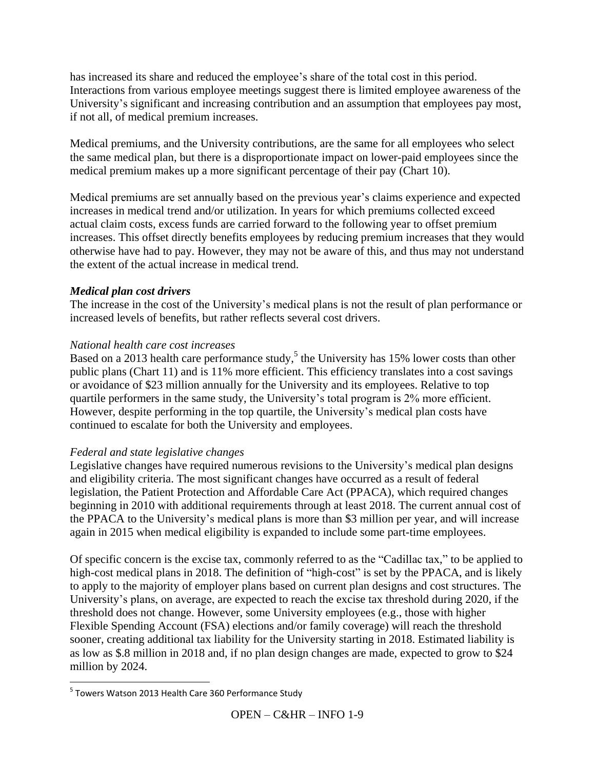has increased its share and reduced the employee's share of the total cost in this period. Interactions from various employee meetings suggest there is limited employee awareness of the University's significant and increasing contribution and an assumption that employees pay most, if not all, of medical premium increases.

Medical premiums, and the University contributions, are the same for all employees who select the same medical plan, but there is a disproportionate impact on lower-paid employees since the medical premium makes up a more significant percentage of their pay (Chart 10).

Medical premiums are set annually based on the previous year's claims experience and expected increases in medical trend and/or utilization. In years for which premiums collected exceed actual claim costs, excess funds are carried forward to the following year to offset premium increases. This offset directly benefits employees by reducing premium increases that they would otherwise have had to pay. However, they may not be aware of this, and thus may not understand the extent of the actual increase in medical trend.

***Medical plan cost drivers***

The increase in the cost of the University's medical plans is not the result of plan performance or increased levels of benefits, but rather reflects several cost drivers.

*National health care cost increases*

Based on a 2013 health care performance study,[5] the University has 15% lower costs than other public plans (Chart 11) and is 11% more efficient. This efficiency translates into a cost savings or avoidance of $23 million annually for the University and its employees. Relative to top quartile performers in the same study, the University's total program is 2% more efficient. However, despite performing in the top quartile, the University's medical plan costs have continued to escalate for both the University and employees.

*Federal and state legislative changes*

Legislative changes have required numerous revisions to the University's medical plan designs and eligibility criteria. The most significant changes have occurred as a result of federal legislation, the Patient Protection and Affordable Care Act (PPACA), which required changes beginning in 2010 with additional requirements through at least 2018. The current annual cost of the PPACA to the University's medical plans is more than $3 million per year, and will increase again in 2015 when medical eligibility is expanded to include some part-time employees.

Of specific concern is the excise tax, commonly referred to as the "Cadillac tax," to be applied to high-cost medical plans in 2018. The definition of "high-cost" is set by the PPACA, and is likely to apply to the majority of employer plans based on current plan designs and cost structures. The University's plans, on average, are expected to reach the excise tax threshold during 2020, if the threshold does not change. However, some University employees (e.g., those with higher Flexible Spending Account (FSA) elections and/or family coverage) will reach the threshold sooner, creating additional tax liability for the University starting in 2018. Estimated liability is as low as $.8 million in 2018 and, if no plan design changes are made, expected to grow to $24 million by 2024.

---

[5] Towers Watson 2013 Health Care 360 Performance Study

OPEN – C&HR – INFO 1-9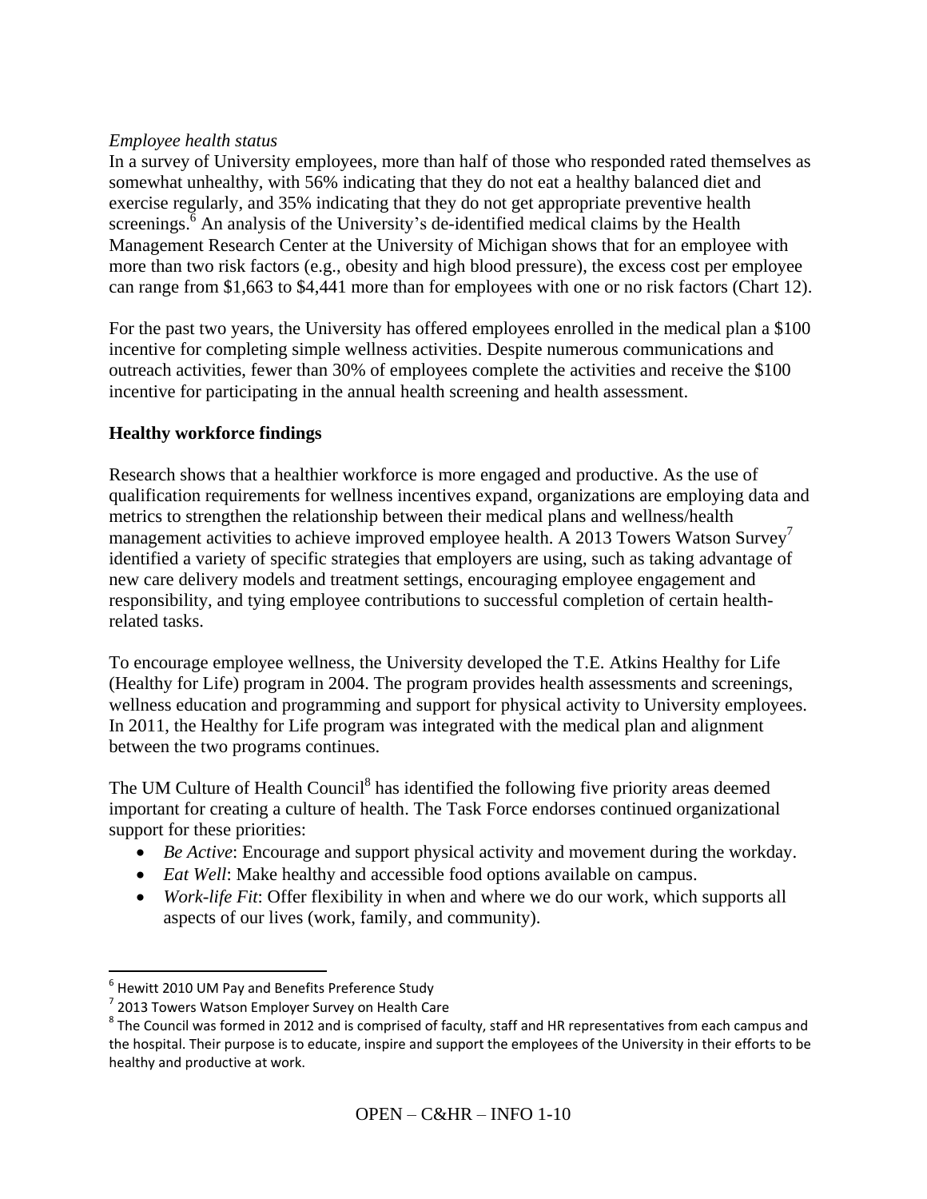*Employee health status*

In a survey of University employees, more than half of those who responded rated themselves as somewhat unhealthy, with 56% indicating that they do not eat a healthy balanced diet and exercise regularly, and 35% indicating that they do not get appropriate preventive health screenings.[6] An analysis of the University's de-identified medical claims by the Health Management Research Center at the University of Michigan shows that for an employee with more than two risk factors (e.g., obesity and high blood pressure), the excess cost per employee can range from $1,663 to $4,441 more than for employees with one or no risk factors (Chart 12).

For the past two years, the University has offered employees enrolled in the medical plan a $100 incentive for completing simple wellness activities. Despite numerous communications and outreach activities, fewer than 30% of employees complete the activities and receive the $100 incentive for participating in the annual health screening and health assessment.

**Healthy workforce findings**

Research shows that a healthier workforce is more engaged and productive. As the use of qualification requirements for wellness incentives expand, organizations are employing data and metrics to strengthen the relationship between their medical plans and wellness/health management activities to achieve improved employee health. A 2013 Towers Watson Survey[7] identified a variety of specific strategies that employers are using, such as taking advantage of new care delivery models and treatment settings, encouraging employee engagement and responsibility, and tying employee contributions to successful completion of certain health-related tasks.

To encourage employee wellness, the University developed the T.E. Atkins Healthy for Life (Healthy for Life) program in 2004. The program provides health assessments and screenings, wellness education and programming and support for physical activity to University employees. In 2011, the Healthy for Life program was integrated with the medical plan and alignment between the two programs continues.

The UM Culture of Health Council[8] has identified the following five priority areas deemed important for creating a culture of health. The Task Force endorses continued organizational support for these priorities:

- *Be Active*: Encourage and support physical activity and movement during the workday.
- *Eat Well*: Make healthy and accessible food options available on campus.
- *Work-life Fit*: Offer flexibility in when and where we do our work, which supports all aspects of our lives (work, family, and community).

---

[6] Hewitt 2010 UM Pay and Benefits Preference Study

[7] 2013 Towers Watson Employer Survey on Health Care

[8] The Council was formed in 2012 and is comprised of faculty, staff and HR representatives from each campus and the hospital. Their purpose is to educate, inspire and support the employees of the University in their efforts to be healthy and productive at work.

OPEN – C&HR – INFO 1-10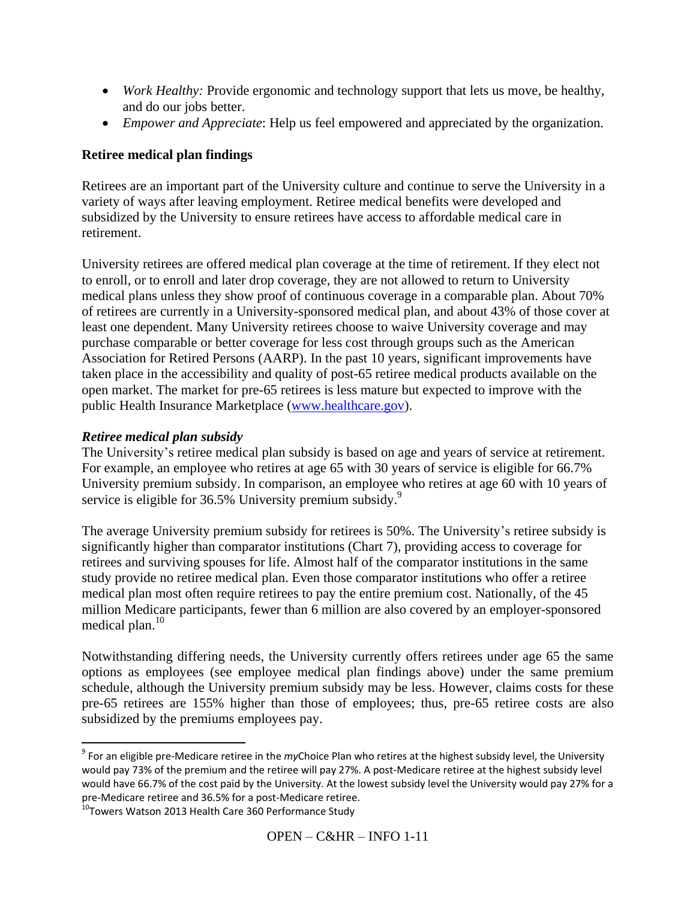- *Work Healthy:* Provide ergonomic and technology support that lets us move, be healthy, and do our jobs better.
- *Empower and Appreciate*: Help us feel empowered and appreciated by the organization.

**Retiree medical plan findings**

Retirees are an important part of the University culture and continue to serve the University in a variety of ways after leaving employment. Retiree medical benefits were developed and subsidized by the University to ensure retirees have access to affordable medical care in retirement.

University retirees are offered medical plan coverage at the time of retirement. If they elect not to enroll, or to enroll and later drop coverage, they are not allowed to return to University medical plans unless they show proof of continuous coverage in a comparable plan. About 70% of retirees are currently in a University-sponsored medical plan, and about 43% of those cover at least one dependent. Many University retirees choose to waive University coverage and may purchase comparable or better coverage for less cost through groups such as the American Association for Retired Persons (AARP). In the past 10 years, significant improvements have taken place in the accessibility and quality of post-65 retiree medical products available on the open market. The market for pre-65 retirees is less mature but expected to improve with the public Health Insurance Marketplace (www.healthcare.gov).

***Retiree medical plan subsidy***

The University's retiree medical plan subsidy is based on age and years of service at retirement. For example, an employee who retires at age 65 with 30 years of service is eligible for 66.7% University premium subsidy. In comparison, an employee who retires at age 60 with 10 years of service is eligible for 36.5% University premium subsidy.[9]

The average University premium subsidy for retirees is 50%. The University's retiree subsidy is significantly higher than comparator institutions (Chart 7), providing access to coverage for retirees and surviving spouses for life. Almost half of the comparator institutions in the same study provide no retiree medical plan. Even those comparator institutions who offer a retiree medical plan most often require retirees to pay the entire premium cost. Nationally, of the 45 million Medicare participants, fewer than 6 million are also covered by an employer-sponsored medical plan.[10]

Notwithstanding differing needs, the University currently offers retirees under age 65 the same options as employees (see employee medical plan findings above) under the same premium schedule, although the University premium subsidy may be less. However, claims costs for these pre-65 retirees are 155% higher than those of employees; thus, pre-65 retiree costs are also subsidized by the premiums employees pay.

---

[9] For an eligible pre-Medicare retiree in the *my*Choice Plan who retires at the highest subsidy level, the University would pay 73% of the premium and the retiree will pay 27%. A post-Medicare retiree at the highest subsidy level would have 66.7% of the cost paid by the University. At the lowest subsidy level the University would pay 27% for a pre-Medicare retiree and 36.5% for a post-Medicare retiree.

[10] Towers Watson 2013 Health Care 360 Performance Study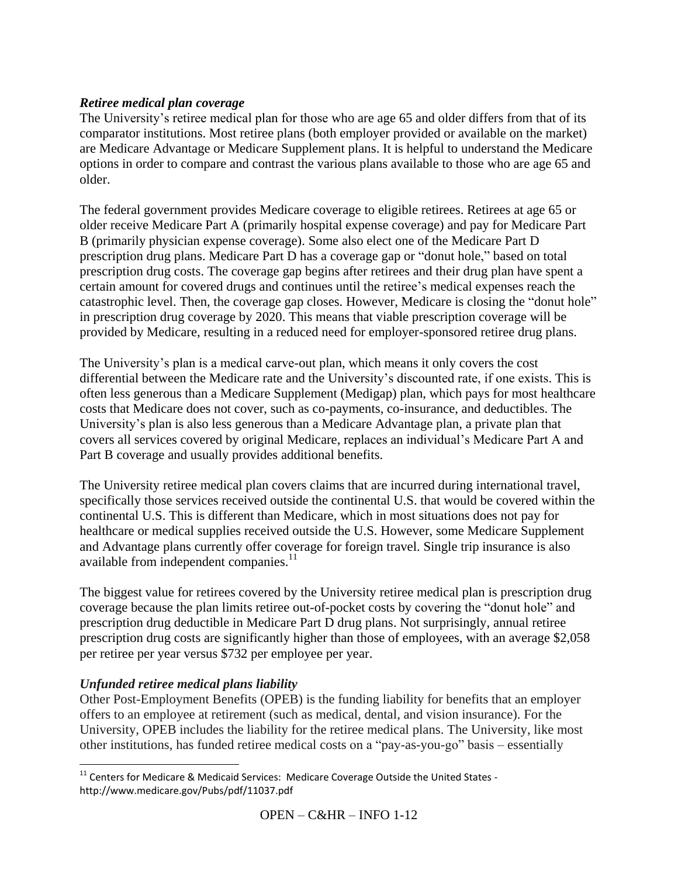***Retiree medical plan coverage***

The University's retiree medical plan for those who are age 65 and older differs from that of its comparator institutions. Most retiree plans (both employer provided or available on the market) are Medicare Advantage or Medicare Supplement plans. It is helpful to understand the Medicare options in order to compare and contrast the various plans available to those who are age 65 and older.

The federal government provides Medicare coverage to eligible retirees. Retirees at age 65 or older receive Medicare Part A (primarily hospital expense coverage) and pay for Medicare Part B (primarily physician expense coverage). Some also elect one of the Medicare Part D prescription drug plans. Medicare Part D has a coverage gap or "donut hole," based on total prescription drug costs. The coverage gap begins after retirees and their drug plan have spent a certain amount for covered drugs and continues until the retiree's medical expenses reach the catastrophic level. Then, the coverage gap closes. However, Medicare is closing the "donut hole" in prescription drug coverage by 2020. This means that viable prescription coverage will be provided by Medicare, resulting in a reduced need for employer-sponsored retiree drug plans.

The University's plan is a medical carve-out plan, which means it only covers the cost differential between the Medicare rate and the University's discounted rate, if one exists. This is often less generous than a Medicare Supplement (Medigap) plan, which pays for most healthcare costs that Medicare does not cover, such as co-payments, co-insurance, and deductibles. The University's plan is also less generous than a Medicare Advantage plan, a private plan that covers all services covered by original Medicare, replaces an individual's Medicare Part A and Part B coverage and usually provides additional benefits.

The University retiree medical plan covers claims that are incurred during international travel, specifically those services received outside the continental U.S. that would be covered within the continental U.S. This is different than Medicare, which in most situations does not pay for healthcare or medical supplies received outside the U.S. However, some Medicare Supplement and Advantage plans currently offer coverage for foreign travel. Single trip insurance is also available from independent companies.[11]

The biggest value for retirees covered by the University retiree medical plan is prescription drug coverage because the plan limits retiree out-of-pocket costs by covering the "donut hole" and prescription drug deductible in Medicare Part D drug plans. Not surprisingly, annual retiree prescription drug costs are significantly higher than those of employees, with an average $2,058 per retiree per year versus $732 per employee per year.

***Unfunded retiree medical plans liability***

Other Post-Employment Benefits (OPEB) is the funding liability for benefits that an employer offers to an employee at retirement (such as medical, dental, and vision insurance). For the University, OPEB includes the liability for the retiree medical plans. The University, like most other institutions, has funded retiree medical costs on a "pay-as-you-go" basis – essentially

---

[11] Centers for Medicare & Medicaid Services: Medicare Coverage Outside the United States - http://www.medicare.gov/Pubs/pdf/11037.pdf

OPEN – C&HR – INFO 1-12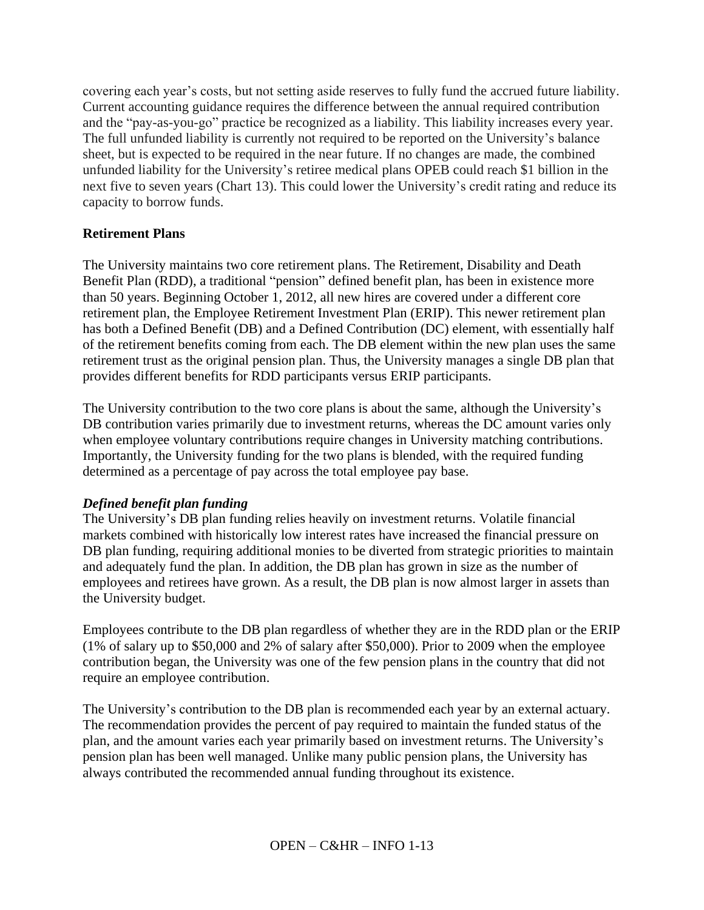covering each year's costs, but not setting aside reserves to fully fund the accrued future liability. Current accounting guidance requires the difference between the annual required contribution and the "pay-as-you-go" practice be recognized as a liability. This liability increases every year. The full unfunded liability is currently not required to be reported on the University's balance sheet, but is expected to be required in the near future. If no changes are made, the combined unfunded liability for the University's retiree medical plans OPEB could reach $1 billion in the next five to seven years (Chart 13). This could lower the University's credit rating and reduce its capacity to borrow funds.

**Retirement Plans**

The University maintains two core retirement plans. The Retirement, Disability and Death Benefit Plan (RDD), a traditional "pension" defined benefit plan, has been in existence more than 50 years. Beginning October 1, 2012, all new hires are covered under a different core retirement plan, the Employee Retirement Investment Plan (ERIP). This newer retirement plan has both a Defined Benefit (DB) and a Defined Contribution (DC) element, with essentially half of the retirement benefits coming from each. The DB element within the new plan uses the same retirement trust as the original pension plan. Thus, the University manages a single DB plan that provides different benefits for RDD participants versus ERIP participants.

The University contribution to the two core plans is about the same, although the University's DB contribution varies primarily due to investment returns, whereas the DC amount varies only when employee voluntary contributions require changes in University matching contributions. Importantly, the University funding for the two plans is blended, with the required funding determined as a percentage of pay across the total employee pay base.

***Defined benefit plan funding***

The University's DB plan funding relies heavily on investment returns. Volatile financial markets combined with historically low interest rates have increased the financial pressure on DB plan funding, requiring additional monies to be diverted from strategic priorities to maintain and adequately fund the plan. In addition, the DB plan has grown in size as the number of employees and retirees have grown. As a result, the DB plan is now almost larger in assets than the University budget.

Employees contribute to the DB plan regardless of whether they are in the RDD plan or the ERIP (1% of salary up to $50,000 and 2% of salary after $50,000). Prior to 2009 when the employee contribution began, the University was one of the few pension plans in the country that did not require an employee contribution.

The University's contribution to the DB plan is recommended each year by an external actuary. The recommendation provides the percent of pay required to maintain the funded status of the plan, and the amount varies each year primarily based on investment returns. The University's pension plan has been well managed. Unlike many public pension plans, the University has always contributed the recommended annual funding throughout its existence.

OPEN – C&HR – INFO 1-13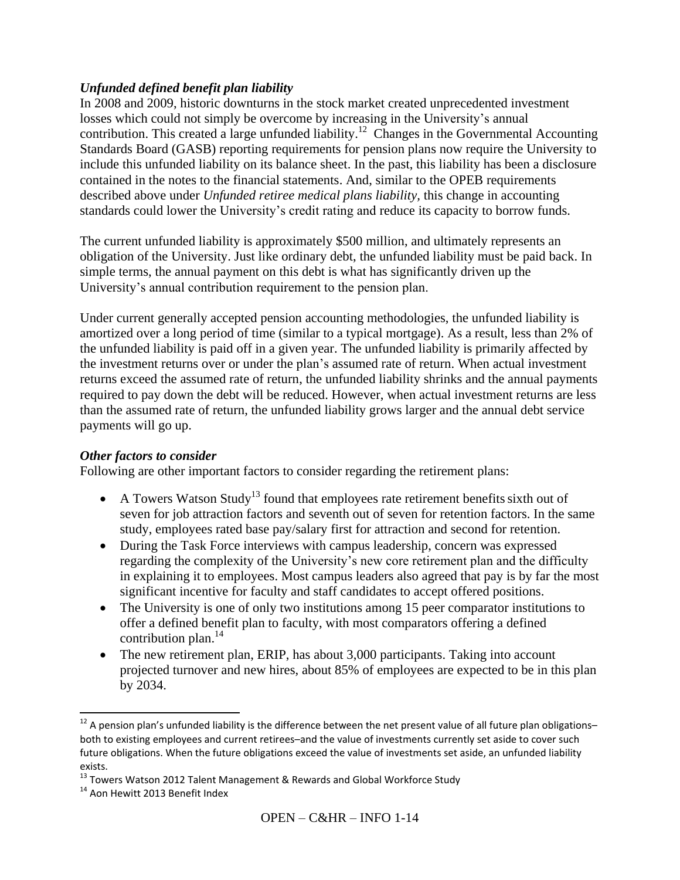### *Unfunded defined benefit plan liability*

In 2008 and 2009, historic downturns in the stock market created unprecedented investment losses which could not simply be overcome by increasing in the University's annual contribution. This created a large unfunded liability.[12] Changes in the Governmental Accounting Standards Board (GASB) reporting requirements for pension plans now require the University to include this unfunded liability on its balance sheet. In the past, this liability has been a disclosure contained in the notes to the financial statements. And, similar to the OPEB requirements described above under *Unfunded retiree medical plans liability*, this change in accounting standards could lower the University's credit rating and reduce its capacity to borrow funds.

The current unfunded liability is approximately $500 million, and ultimately represents an obligation of the University. Just like ordinary debt, the unfunded liability must be paid back. In simple terms, the annual payment on this debt is what has significantly driven up the University's annual contribution requirement to the pension plan.

Under current generally accepted pension accounting methodologies, the unfunded liability is amortized over a long period of time (similar to a typical mortgage). As a result, less than 2% of the unfunded liability is paid off in a given year. The unfunded liability is primarily affected by the investment returns over or under the plan's assumed rate of return. When actual investment returns exceed the assumed rate of return, the unfunded liability shrinks and the annual payments required to pay down the debt will be reduced. However, when actual investment returns are less than the assumed rate of return, the unfunded liability grows larger and the annual debt service payments will go up.

### *Other factors to consider*

Following are other important factors to consider regarding the retirement plans:

- A Towers Watson Study[13] found that employees rate retirement benefits sixth out of seven for job attraction factors and seventh out of seven for retention factors. In the same study, employees rated base pay/salary first for attraction and second for retention.
- During the Task Force interviews with campus leadership, concern was expressed regarding the complexity of the University's new core retirement plan and the difficulty in explaining it to employees. Most campus leaders also agreed that pay is by far the most significant incentive for faculty and staff candidates to accept offered positions.
- The University is one of only two institutions among 15 peer comparator institutions to offer a defined benefit plan to faculty, with most comparators offering a defined contribution plan.[14]
- The new retirement plan, ERIP, has about 3,000 participants. Taking into account projected turnover and new hires, about 85% of employees are expected to be in this plan by 2034.

---

[12] A pension plan's unfunded liability is the difference between the net present value of all future plan obligations–both to existing employees and current retirees–and the value of investments currently set aside to cover such future obligations. When the future obligations exceed the value of investments set aside, an unfunded liability exists.

[13] Towers Watson 2012 Talent Management & Rewards and Global Workforce Study

[14] Aon Hewitt 2013 Benefit Index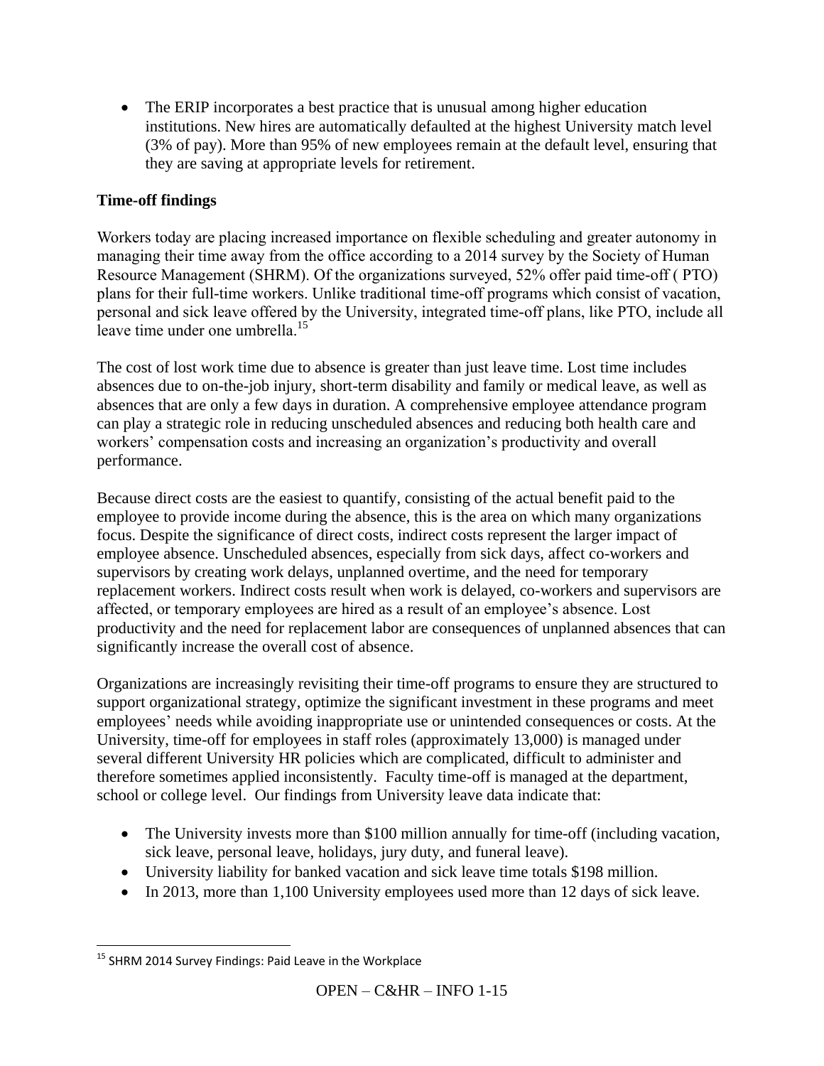- The ERIP incorporates a best practice that is unusual among higher education institutions. New hires are automatically defaulted at the highest University match level (3% of pay). More than 95% of new employees remain at the default level, ensuring that they are saving at appropriate levels for retirement.

**Time-off findings**

Workers today are placing increased importance on flexible scheduling and greater autonomy in managing their time away from the office according to a 2014 survey by the Society of Human Resource Management (SHRM). Of the organizations surveyed, 52% offer paid time-off ( PTO) plans for their full-time workers. Unlike traditional time-off programs which consist of vacation, personal and sick leave offered by the University, integrated time-off plans, like PTO, include all leave time under one umbrella.[15]

The cost of lost work time due to absence is greater than just leave time. Lost time includes absences due to on-the-job injury, short-term disability and family or medical leave, as well as absences that are only a few days in duration. A comprehensive employee attendance program can play a strategic role in reducing unscheduled absences and reducing both health care and workers' compensation costs and increasing an organization's productivity and overall performance.

Because direct costs are the easiest to quantify, consisting of the actual benefit paid to the employee to provide income during the absence, this is the area on which many organizations focus. Despite the significance of direct costs, indirect costs represent the larger impact of employee absence. Unscheduled absences, especially from sick days, affect co-workers and supervisors by creating work delays, unplanned overtime, and the need for temporary replacement workers. Indirect costs result when work is delayed, co-workers and supervisors are affected, or temporary employees are hired as a result of an employee's absence. Lost productivity and the need for replacement labor are consequences of unplanned absences that can significantly increase the overall cost of absence.

Organizations are increasingly revisiting their time-off programs to ensure they are structured to support organizational strategy, optimize the significant investment in these programs and meet employees' needs while avoiding inappropriate use or unintended consequences or costs. At the University, time-off for employees in staff roles (approximately 13,000) is managed under several different University HR policies which are complicated, difficult to administer and therefore sometimes applied inconsistently. Faculty time-off is managed at the department, school or college level. Our findings from University leave data indicate that:

- The University invests more than $100 million annually for time-off (including vacation, sick leave, personal leave, holidays, jury duty, and funeral leave).
- University liability for banked vacation and sick leave time totals $198 million.
- In 2013, more than 1,100 University employees used more than 12 days of sick leave.

[15] SHRM 2014 Survey Findings: Paid Leave in the Workplace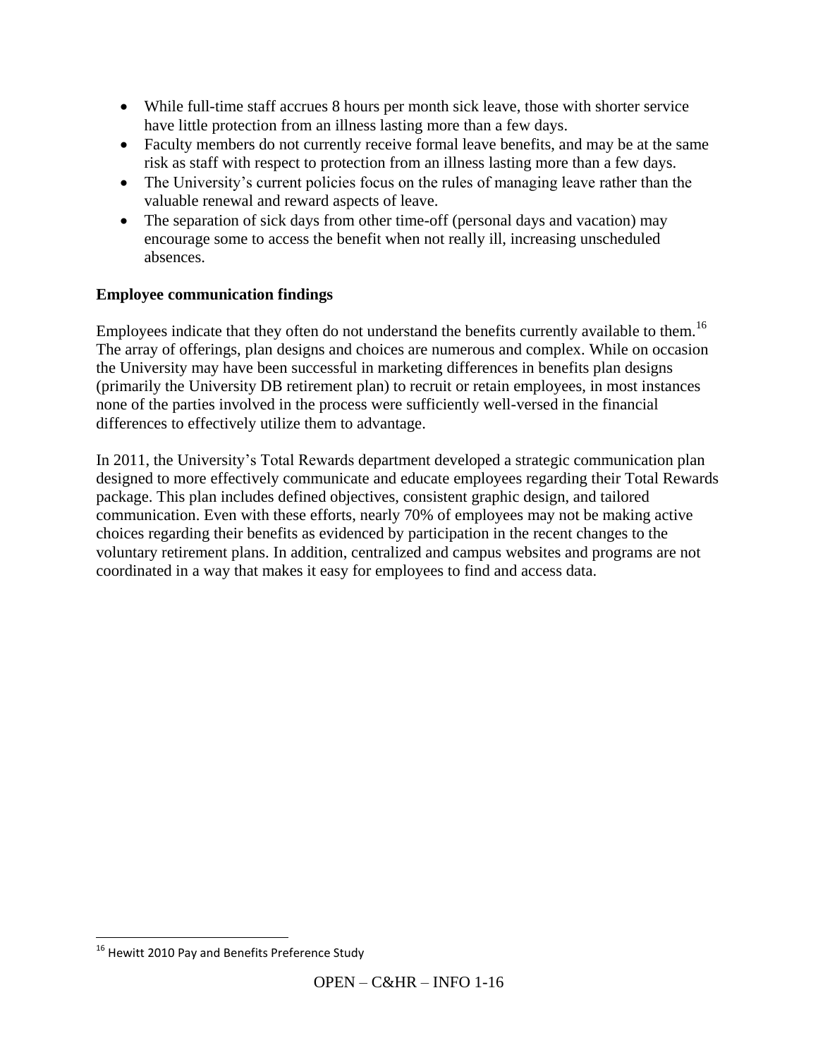- While full-time staff accrues 8 hours per month sick leave, those with shorter service have little protection from an illness lasting more than a few days.
- Faculty members do not currently receive formal leave benefits, and may be at the same risk as staff with respect to protection from an illness lasting more than a few days.
- The University's current policies focus on the rules of managing leave rather than the valuable renewal and reward aspects of leave.
- The separation of sick days from other time-off (personal days and vacation) may encourage some to access the benefit when not really ill, increasing unscheduled absences.

**Employee communication findings**

Employees indicate that they often do not understand the benefits currently available to them.[16] The array of offerings, plan designs and choices are numerous and complex. While on occasion the University may have been successful in marketing differences in benefits plan designs (primarily the University DB retirement plan) to recruit or retain employees, in most instances none of the parties involved in the process were sufficiently well-versed in the financial differences to effectively utilize them to advantage.

In 2011, the University's Total Rewards department developed a strategic communication plan designed to more effectively communicate and educate employees regarding their Total Rewards package. This plan includes defined objectives, consistent graphic design, and tailored communication. Even with these efforts, nearly 70% of employees may not be making active choices regarding their benefits as evidenced by participation in the recent changes to the voluntary retirement plans. In addition, centralized and campus websites and programs are not coordinated in a way that makes it easy for employees to find and access data.

[16] Hewitt 2010 Pay and Benefits Preference Study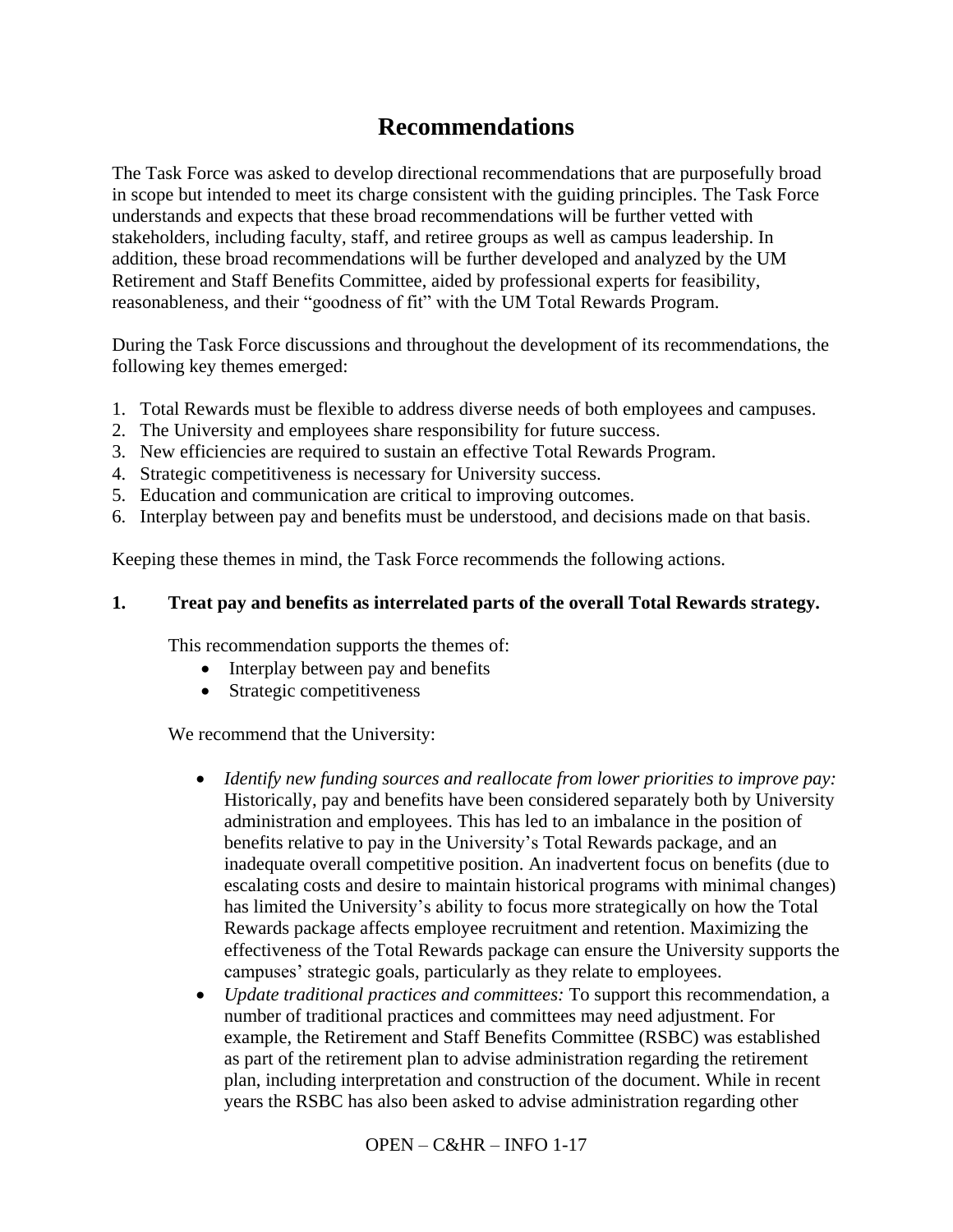# Recommendations

The Task Force was asked to develop directional recommendations that are purposefully broad in scope but intended to meet its charge consistent with the guiding principles. The Task Force understands and expects that these broad recommendations will be further vetted with stakeholders, including faculty, staff, and retiree groups as well as campus leadership. In addition, these broad recommendations will be further developed and analyzed by the UM Retirement and Staff Benefits Committee, aided by professional experts for feasibility, reasonableness, and their "goodness of fit" with the UM Total Rewards Program.

During the Task Force discussions and throughout the development of its recommendations, the following key themes emerged:

1. Total Rewards must be flexible to address diverse needs of both employees and campuses.
2. The University and employees share responsibility for future success.
3. New efficiencies are required to sustain an effective Total Rewards Program.
4. Strategic competitiveness is necessary for University success.
5. Education and communication are critical to improving outcomes.
6. Interplay between pay and benefits must be understood, and decisions made on that basis.

Keeping these themes in mind, the Task Force recommends the following actions.

**1. Treat pay and benefits as interrelated parts of the overall Total Rewards strategy.**

This recommendation supports the themes of:

- Interplay between pay and benefits
- Strategic competitiveness

We recommend that the University:

- *Identify new funding sources and reallocate from lower priorities to improve pay:* Historically, pay and benefits have been considered separately both by University administration and employees. This has led to an imbalance in the position of benefits relative to pay in the University's Total Rewards package, and an inadequate overall competitive position. An inadvertent focus on benefits (due to escalating costs and desire to maintain historical programs with minimal changes) has limited the University's ability to focus more strategically on how the Total Rewards package affects employee recruitment and retention. Maximizing the effectiveness of the Total Rewards package can ensure the University supports the campuses' strategic goals, particularly as they relate to employees.
- *Update traditional practices and committees:* To support this recommendation, a number of traditional practices and committees may need adjustment. For example, the Retirement and Staff Benefits Committee (RSBC) was established as part of the retirement plan to advise administration regarding the retirement plan, including interpretation and construction of the document. While in recent years the RSBC has also been asked to advise administration regarding other

OPEN – C&HR – INFO 1-17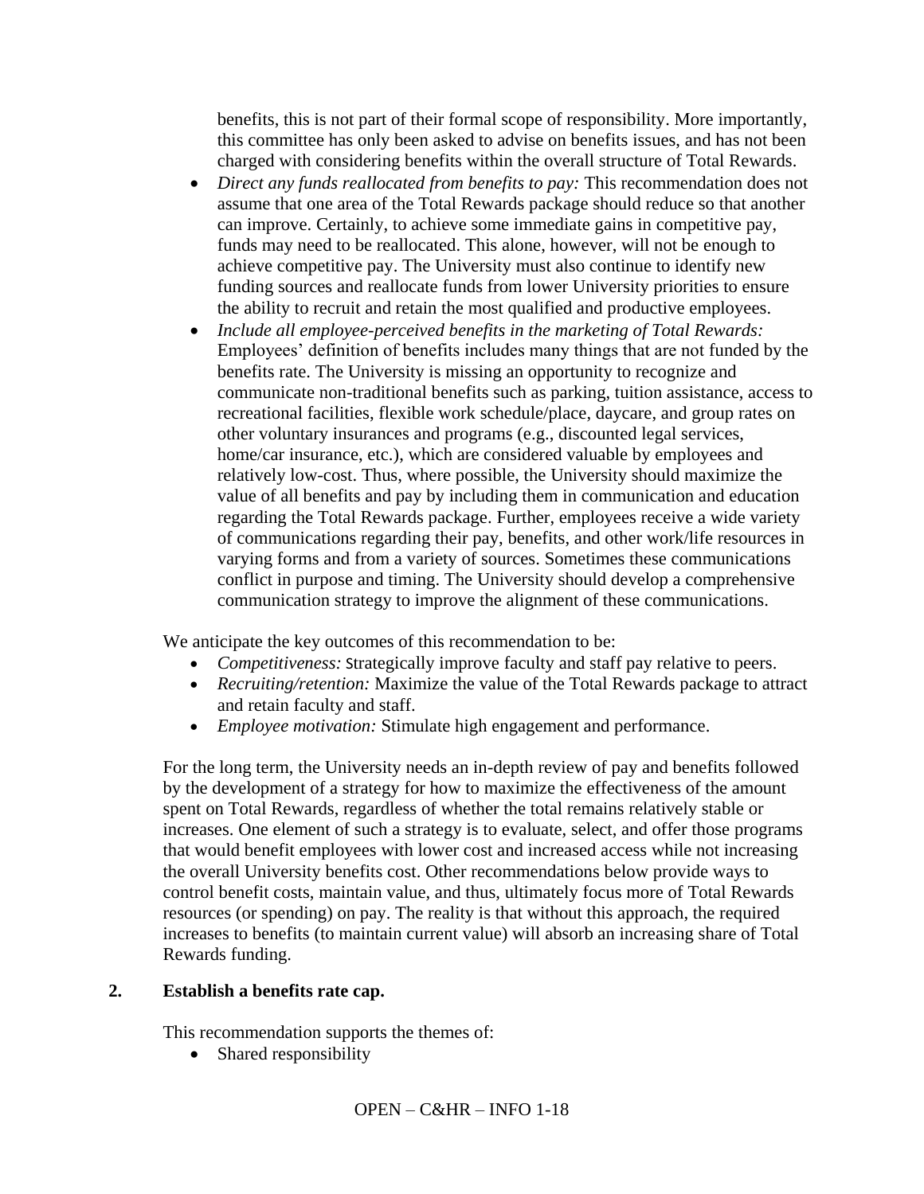benefits, this is not part of their formal scope of responsibility. More importantly, this committee has only been asked to advise on benefits issues, and has not been charged with considering benefits within the overall structure of Total Rewards.

- *Direct any funds reallocated from benefits to pay:* This recommendation does not assume that one area of the Total Rewards package should reduce so that another can improve. Certainly, to achieve some immediate gains in competitive pay, funds may need to be reallocated. This alone, however, will not be enough to achieve competitive pay. The University must also continue to identify new funding sources and reallocate funds from lower University priorities to ensure the ability to recruit and retain the most qualified and productive employees.
- *Include all employee-perceived benefits in the marketing of Total Rewards:* Employees' definition of benefits includes many things that are not funded by the benefits rate. The University is missing an opportunity to recognize and communicate non-traditional benefits such as parking, tuition assistance, access to recreational facilities, flexible work schedule/place, daycare, and group rates on other voluntary insurances and programs (e.g., discounted legal services, home/car insurance, etc.), which are considered valuable by employees and relatively low-cost. Thus, where possible, the University should maximize the value of all benefits and pay by including them in communication and education regarding the Total Rewards package. Further, employees receive a wide variety of communications regarding their pay, benefits, and other work/life resources in varying forms and from a variety of sources. Sometimes these communications conflict in purpose and timing. The University should develop a comprehensive communication strategy to improve the alignment of these communications.

We anticipate the key outcomes of this recommendation to be:

- *Competitiveness:* Strategically improve faculty and staff pay relative to peers.
- *Recruiting/retention:* Maximize the value of the Total Rewards package to attract and retain faculty and staff.
- *Employee motivation:* Stimulate high engagement and performance.

For the long term, the University needs an in-depth review of pay and benefits followed by the development of a strategy for how to maximize the effectiveness of the amount spent on Total Rewards, regardless of whether the total remains relatively stable or increases. One element of such a strategy is to evaluate, select, and offer those programs that would benefit employees with lower cost and increased access while not increasing the overall University benefits cost. Other recommendations below provide ways to control benefit costs, maintain value, and thus, ultimately focus more of Total Rewards resources (or spending) on pay. The reality is that without this approach, the required increases to benefits (to maintain current value) will absorb an increasing share of Total Rewards funding.

**2. Establish a benefits rate cap.**

This recommendation supports the themes of:

- Shared responsibility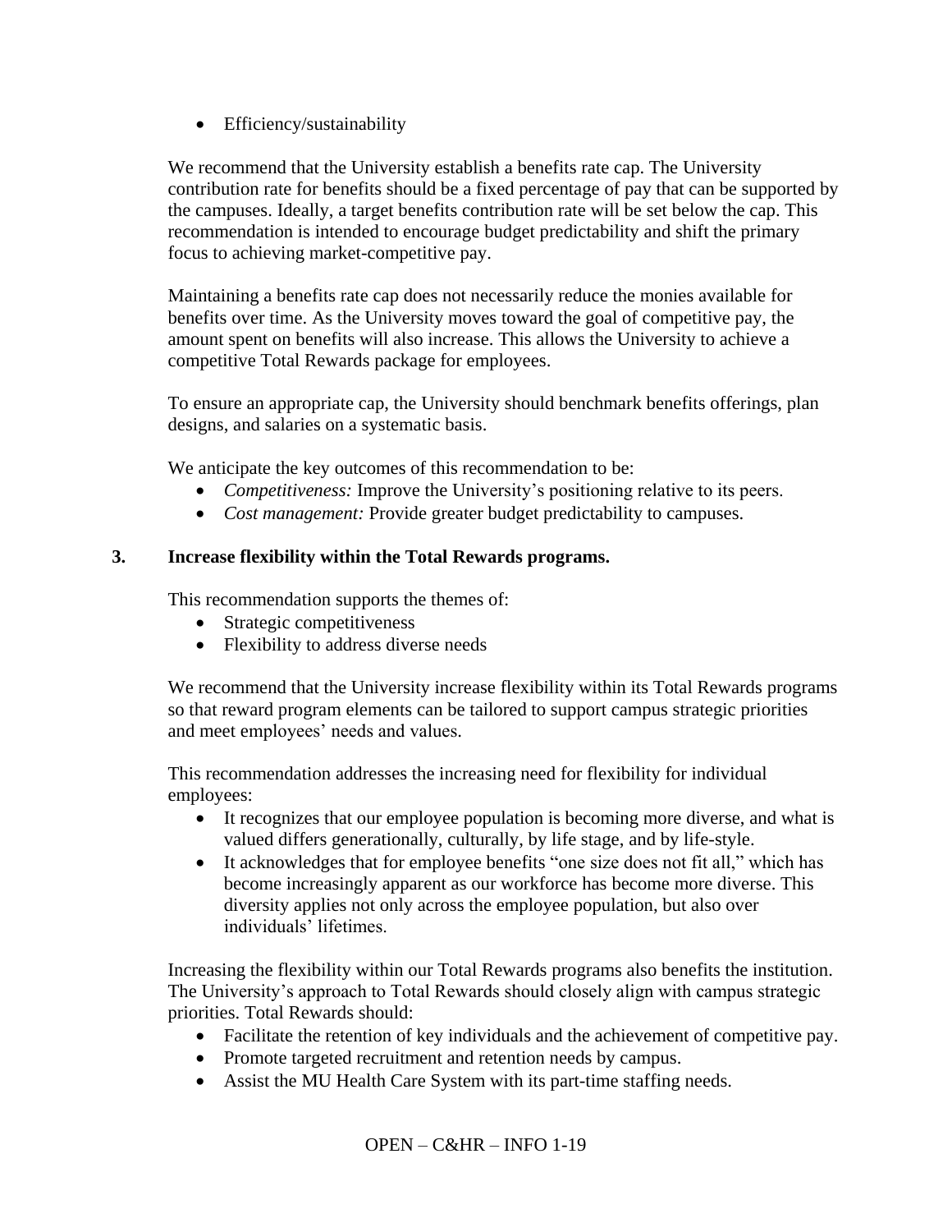- Efficiency/sustainability

We recommend that the University establish a benefits rate cap. The University contribution rate for benefits should be a fixed percentage of pay that can be supported by the campuses. Ideally, a target benefits contribution rate will be set below the cap. This recommendation is intended to encourage budget predictability and shift the primary focus to achieving market-competitive pay.

Maintaining a benefits rate cap does not necessarily reduce the monies available for benefits over time. As the University moves toward the goal of competitive pay, the amount spent on benefits will also increase. This allows the University to achieve a competitive Total Rewards package for employees.

To ensure an appropriate cap, the University should benchmark benefits offerings, plan designs, and salaries on a systematic basis.

We anticipate the key outcomes of this recommendation to be:

- *Competitiveness:* Improve the University's positioning relative to its peers.
- *Cost management:* Provide greater budget predictability to campuses.

**3. Increase flexibility within the Total Rewards programs.**

This recommendation supports the themes of:

- Strategic competitiveness
- Flexibility to address diverse needs

We recommend that the University increase flexibility within its Total Rewards programs so that reward program elements can be tailored to support campus strategic priorities and meet employees' needs and values.

This recommendation addresses the increasing need for flexibility for individual employees:

- It recognizes that our employee population is becoming more diverse, and what is valued differs generationally, culturally, by life stage, and by life-style.
- It acknowledges that for employee benefits "one size does not fit all," which has become increasingly apparent as our workforce has become more diverse. This diversity applies not only across the employee population, but also over individuals' lifetimes.

Increasing the flexibility within our Total Rewards programs also benefits the institution. The University's approach to Total Rewards should closely align with campus strategic priorities. Total Rewards should:

- Facilitate the retention of key individuals and the achievement of competitive pay.
- Promote targeted recruitment and retention needs by campus.
- Assist the MU Health Care System with its part-time staffing needs.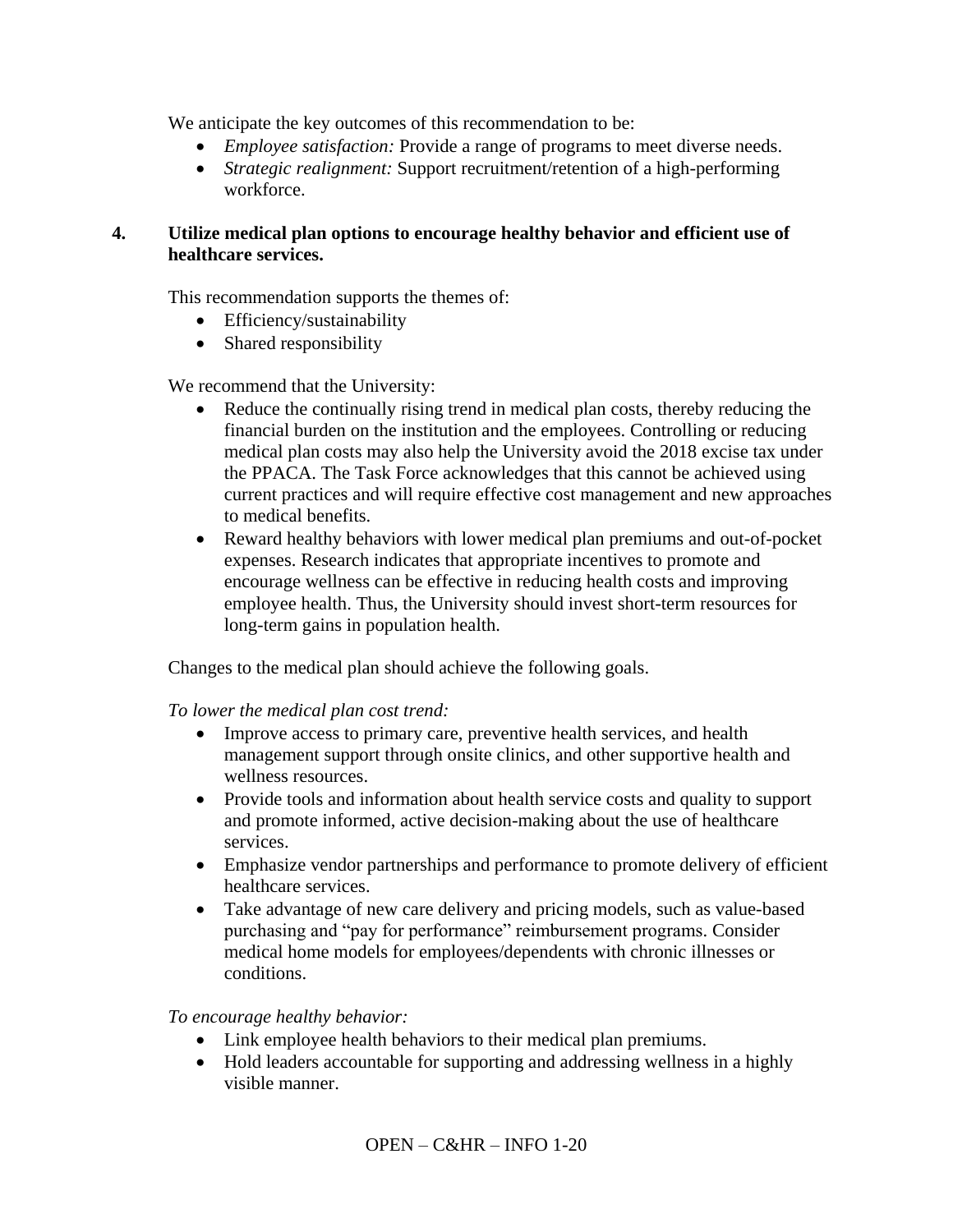We anticipate the key outcomes of this recommendation to be:

- *Employee satisfaction:* Provide a range of programs to meet diverse needs.
- *Strategic realignment:* Support recruitment/retention of a high-performing workforce.

**4. Utilize medical plan options to encourage healthy behavior and efficient use of healthcare services.**

This recommendation supports the themes of:

- Efficiency/sustainability
- Shared responsibility

We recommend that the University:

- Reduce the continually rising trend in medical plan costs, thereby reducing the financial burden on the institution and the employees. Controlling or reducing medical plan costs may also help the University avoid the 2018 excise tax under the PPACA. The Task Force acknowledges that this cannot be achieved using current practices and will require effective cost management and new approaches to medical benefits.
- Reward healthy behaviors with lower medical plan premiums and out-of-pocket expenses. Research indicates that appropriate incentives to promote and encourage wellness can be effective in reducing health costs and improving employee health. Thus, the University should invest short-term resources for long-term gains in population health.

Changes to the medical plan should achieve the following goals.

*To lower the medical plan cost trend:*

- Improve access to primary care, preventive health services, and health management support through onsite clinics, and other supportive health and wellness resources.
- Provide tools and information about health service costs and quality to support and promote informed, active decision-making about the use of healthcare services.
- Emphasize vendor partnerships and performance to promote delivery of efficient healthcare services.
- Take advantage of new care delivery and pricing models, such as value-based purchasing and "pay for performance" reimbursement programs. Consider medical home models for employees/dependents with chronic illnesses or conditions.

*To encourage healthy behavior:*

- Link employee health behaviors to their medical plan premiums.
- Hold leaders accountable for supporting and addressing wellness in a highly visible manner.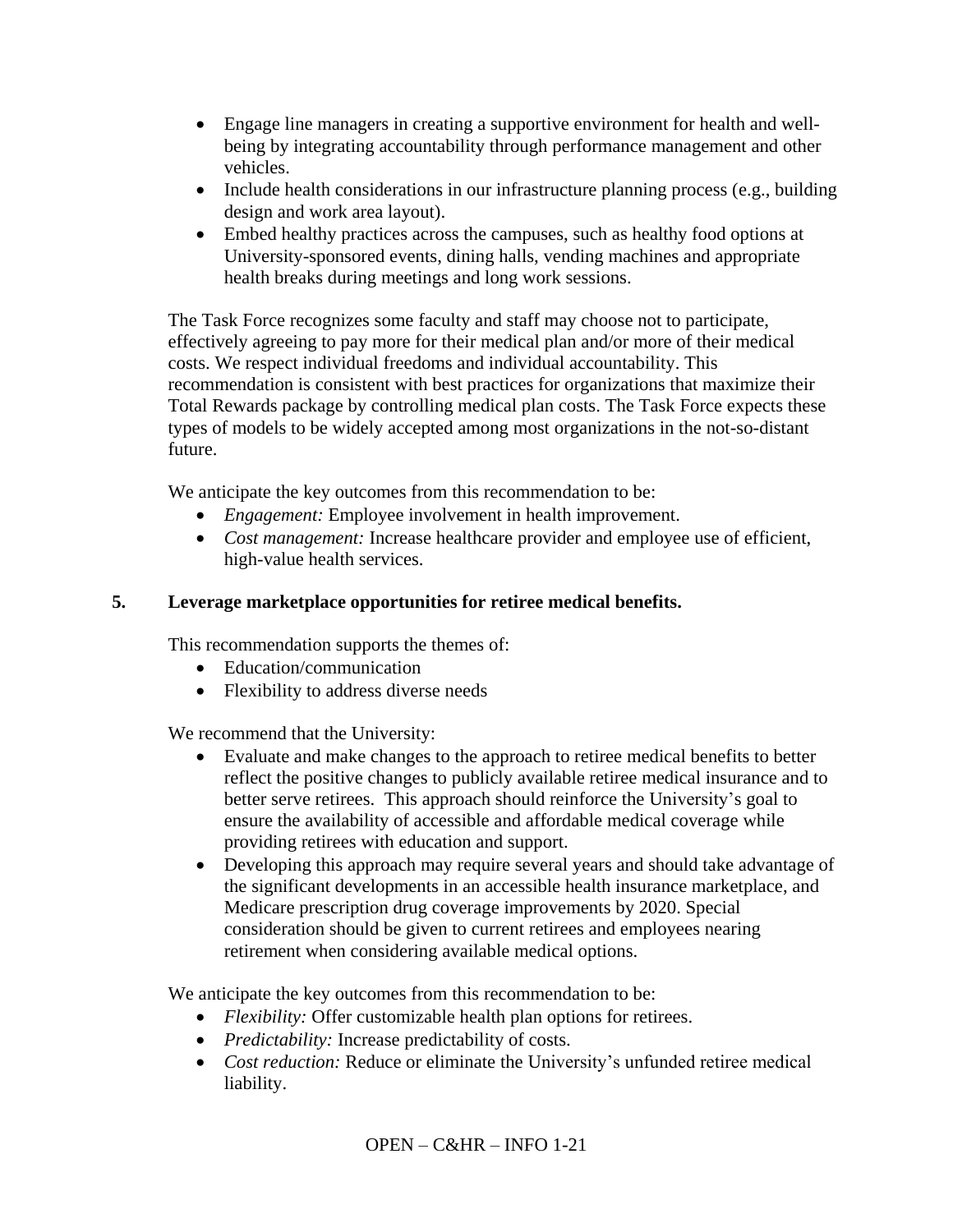- Engage line managers in creating a supportive environment for health and well-being by integrating accountability through performance management and other vehicles.
- Include health considerations in our infrastructure planning process (e.g., building design and work area layout).
- Embed healthy practices across the campuses, such as healthy food options at University-sponsored events, dining halls, vending machines and appropriate health breaks during meetings and long work sessions.

The Task Force recognizes some faculty and staff may choose not to participate, effectively agreeing to pay more for their medical plan and/or more of their medical costs. We respect individual freedoms and individual accountability. This recommendation is consistent with best practices for organizations that maximize their Total Rewards package by controlling medical plan costs. The Task Force expects these types of models to be widely accepted among most organizations in the not-so-distant future.

We anticipate the key outcomes from this recommendation to be:

- *Engagement:* Employee involvement in health improvement.
- *Cost management:* Increase healthcare provider and employee use of efficient, high-value health services.

**5. Leverage marketplace opportunities for retiree medical benefits.**

This recommendation supports the themes of:

- Education/communication
- Flexibility to address diverse needs

We recommend that the University:

- Evaluate and make changes to the approach to retiree medical benefits to better reflect the positive changes to publicly available retiree medical insurance and to better serve retirees. This approach should reinforce the University's goal to ensure the availability of accessible and affordable medical coverage while providing retirees with education and support.
- Developing this approach may require several years and should take advantage of the significant developments in an accessible health insurance marketplace, and Medicare prescription drug coverage improvements by 2020. Special consideration should be given to current retirees and employees nearing retirement when considering available medical options.

We anticipate the key outcomes from this recommendation to be:

- *Flexibility:* Offer customizable health plan options for retirees.
- *Predictability:* Increase predictability of costs.
- *Cost reduction:* Reduce or eliminate the University's unfunded retiree medical liability.

OPEN – C&HR – INFO 1-21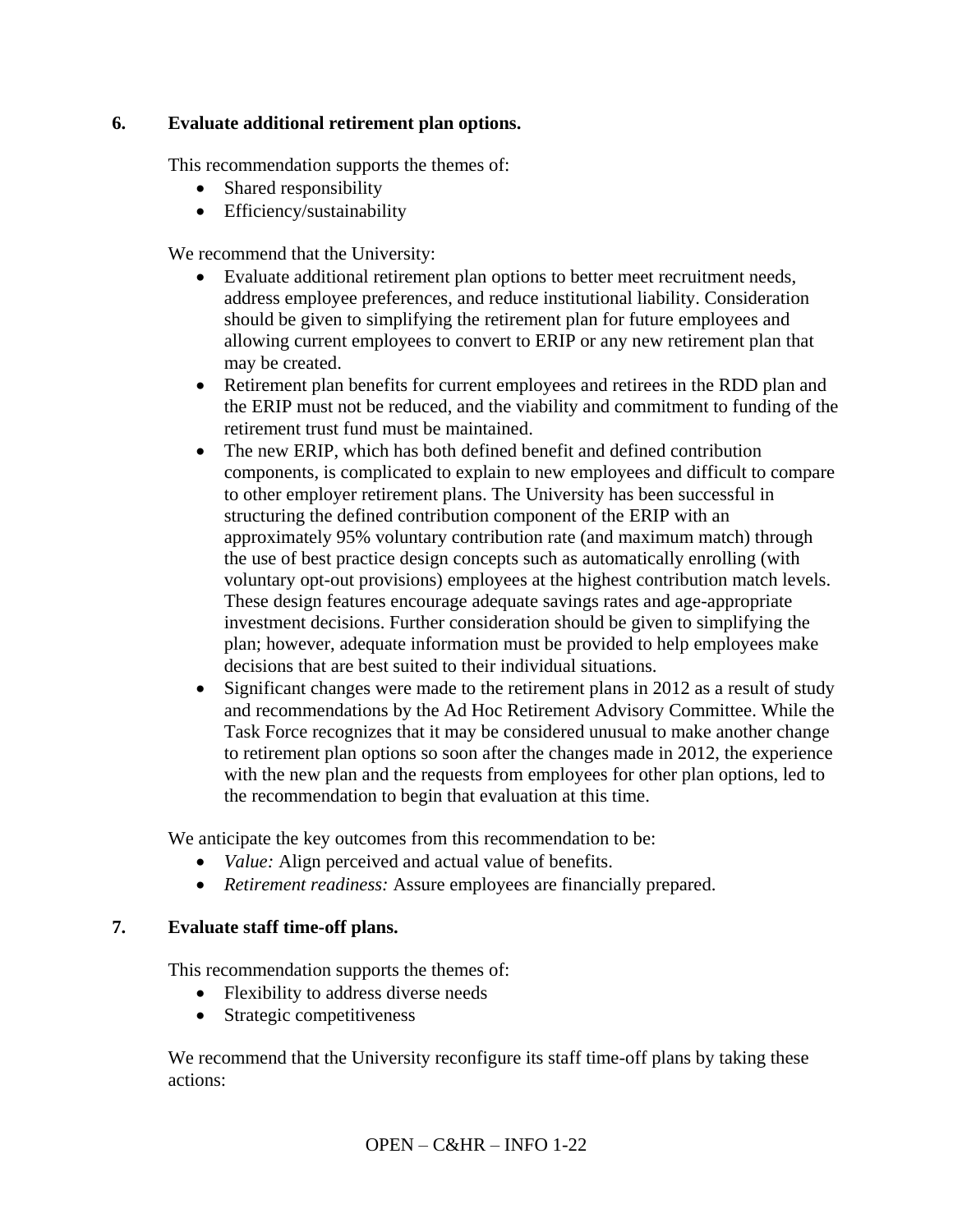## 6. Evaluate additional retirement plan options.

This recommendation supports the themes of:

- Shared responsibility
- Efficiency/sustainability

We recommend that the University:

- Evaluate additional retirement plan options to better meet recruitment needs, address employee preferences, and reduce institutional liability. Consideration should be given to simplifying the retirement plan for future employees and allowing current employees to convert to ERIP or any new retirement plan that may be created.
- Retirement plan benefits for current employees and retirees in the RDD plan and the ERIP must not be reduced, and the viability and commitment to funding of the retirement trust fund must be maintained.
- The new ERIP, which has both defined benefit and defined contribution components, is complicated to explain to new employees and difficult to compare to other employer retirement plans. The University has been successful in structuring the defined contribution component of the ERIP with an approximately 95% voluntary contribution rate (and maximum match) through the use of best practice design concepts such as automatically enrolling (with voluntary opt-out provisions) employees at the highest contribution match levels. These design features encourage adequate savings rates and age-appropriate investment decisions. Further consideration should be given to simplifying the plan; however, adequate information must be provided to help employees make decisions that are best suited to their individual situations.
- Significant changes were made to the retirement plans in 2012 as a result of study and recommendations by the Ad Hoc Retirement Advisory Committee. While the Task Force recognizes that it may be considered unusual to make another change to retirement plan options so soon after the changes made in 2012, the experience with the new plan and the requests from employees for other plan options, led to the recommendation to begin that evaluation at this time.

We anticipate the key outcomes from this recommendation to be:

- *Value:* Align perceived and actual value of benefits.
- *Retirement readiness:* Assure employees are financially prepared.

## 7. Evaluate staff time-off plans.

This recommendation supports the themes of:

- Flexibility to address diverse needs
- Strategic competitiveness

We recommend that the University reconfigure its staff time-off plans by taking these actions: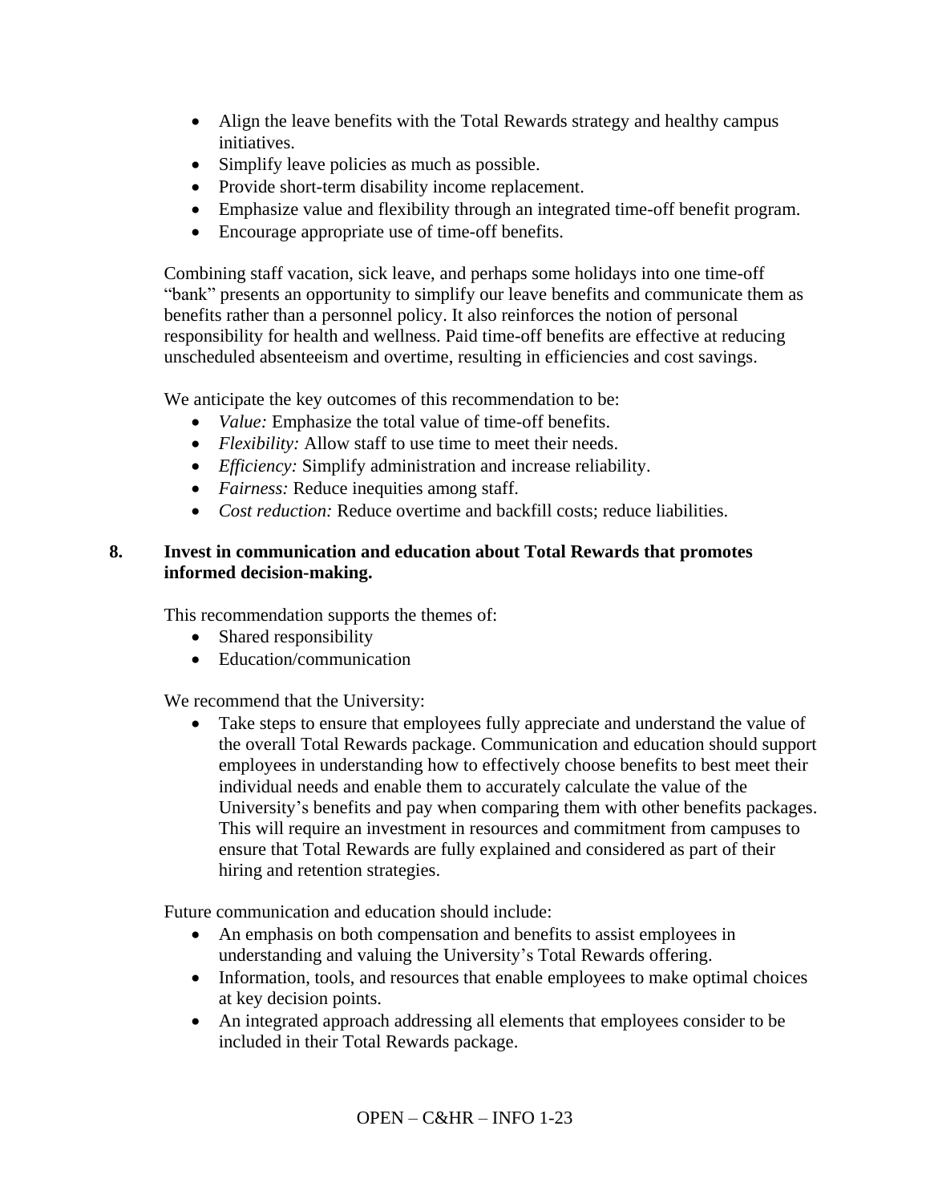- Align the leave benefits with the Total Rewards strategy and healthy campus initiatives.
- Simplify leave policies as much as possible.
- Provide short-term disability income replacement.
- Emphasize value and flexibility through an integrated time-off benefit program.
- Encourage appropriate use of time-off benefits.

Combining staff vacation, sick leave, and perhaps some holidays into one time-off "bank" presents an opportunity to simplify our leave benefits and communicate them as benefits rather than a personnel policy. It also reinforces the notion of personal responsibility for health and wellness. Paid time-off benefits are effective at reducing unscheduled absenteeism and overtime, resulting in efficiencies and cost savings.

We anticipate the key outcomes of this recommendation to be:

- *Value:* Emphasize the total value of time-off benefits.
- *Flexibility:* Allow staff to use time to meet their needs.
- *Efficiency:* Simplify administration and increase reliability.
- *Fairness:* Reduce inequities among staff.
- *Cost reduction:* Reduce overtime and backfill costs; reduce liabilities.

**8. Invest in communication and education about Total Rewards that promotes informed decision-making.**

This recommendation supports the themes of:

- Shared responsibility
- Education/communication

We recommend that the University:

- Take steps to ensure that employees fully appreciate and understand the value of the overall Total Rewards package. Communication and education should support employees in understanding how to effectively choose benefits to best meet their individual needs and enable them to accurately calculate the value of the University's benefits and pay when comparing them with other benefits packages. This will require an investment in resources and commitment from campuses to ensure that Total Rewards are fully explained and considered as part of their hiring and retention strategies.

Future communication and education should include:

- An emphasis on both compensation and benefits to assist employees in understanding and valuing the University's Total Rewards offering.
- Information, tools, and resources that enable employees to make optimal choices at key decision points.
- An integrated approach addressing all elements that employees consider to be included in their Total Rewards package.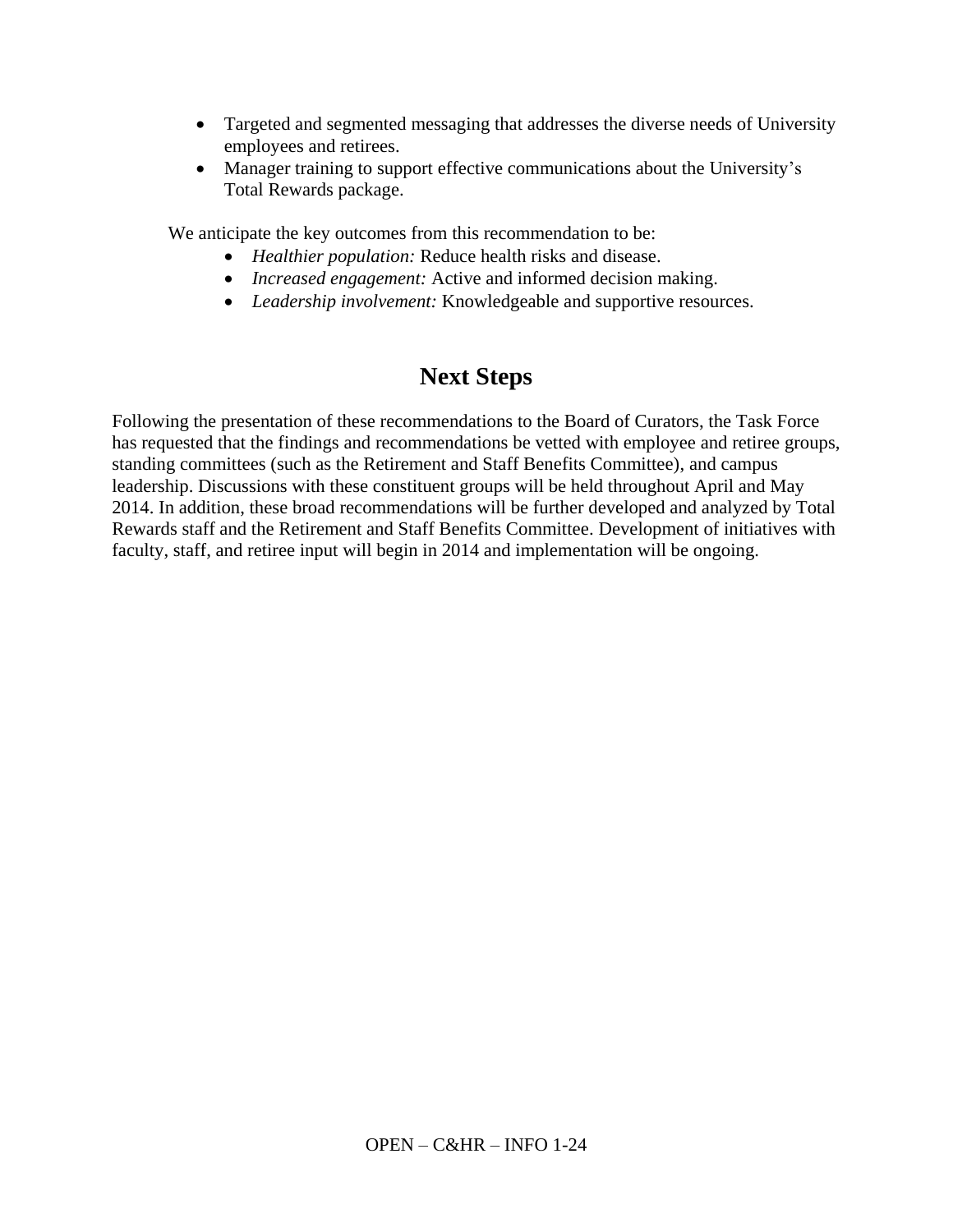- Targeted and segmented messaging that addresses the diverse needs of University employees and retirees.
- Manager training to support effective communications about the University's Total Rewards package.

We anticipate the key outcomes from this recommendation to be:

- *Healthier population:* Reduce health risks and disease.
- *Increased engagement:* Active and informed decision making.
- *Leadership involvement:* Knowledgeable and supportive resources.

## Next Steps

Following the presentation of these recommendations to the Board of Curators, the Task Force has requested that the findings and recommendations be vetted with employee and retiree groups, standing committees (such as the Retirement and Staff Benefits Committee), and campus leadership. Discussions with these constituent groups will be held throughout April and May 2014. In addition, these broad recommendations will be further developed and analyzed by Total Rewards staff and the Retirement and Staff Benefits Committee. Development of initiatives with faculty, staff, and retiree input will begin in 2014 and implementation will be ongoing.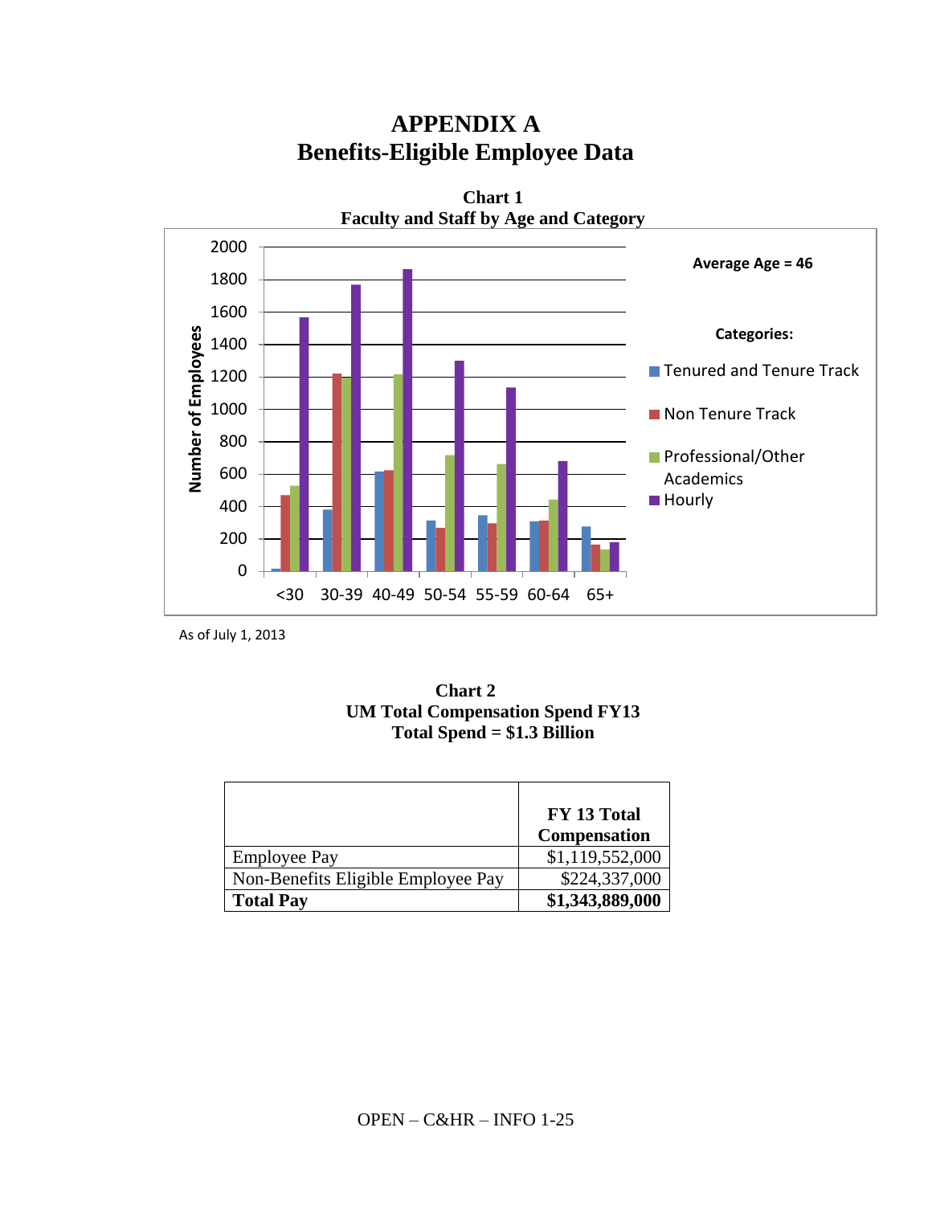# APPENDIX A
# Benefits-Eligible Employee Data

**Chart 1**
**Faculty and Staff by Age and Category**

As of July 1, 2013

**Chart 2**
**UM Total Compensation Spend FY13**
**Total Spend = $1.3 Billion**

| | FY 13 Total Compensation |
|---|---|
| Employee Pay | $1,119,552,000 |
| Non-Benefits Eligible Employee Pay | $224,337,000 |
| **Total Pay** | **$1,343,889,000** |

OPEN – C&HR – INFO 1-25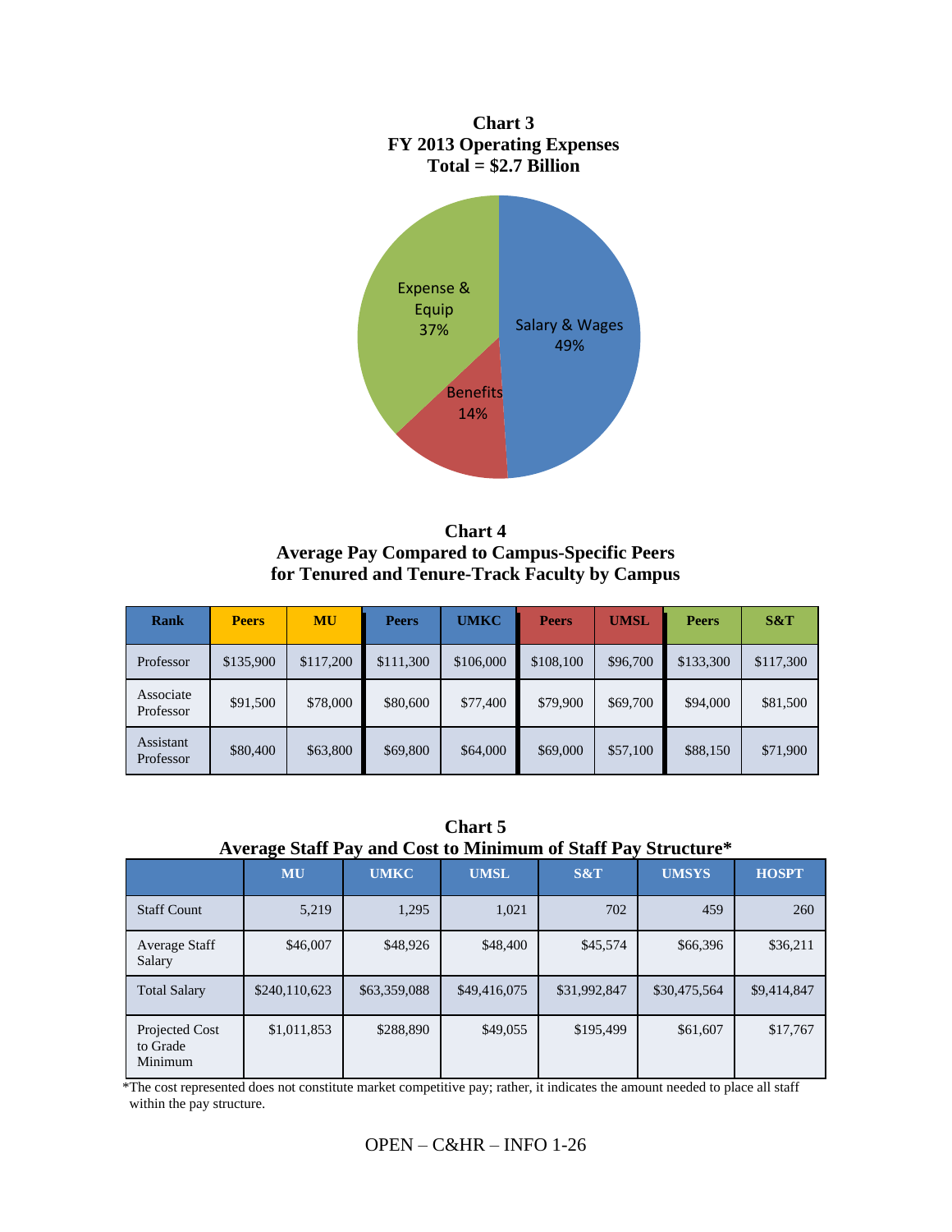**Chart 3**
**FY 2013 Operating Expenses**
**Total = $2.7 Billion**

Salary & Wages 49%

Benefits 14%

Expense & Equip 37%

**Chart 4**
**Average Pay Compared to Campus-Specific Peers for Tenured and Tenure-Track Faculty by Campus**

| Rank | Peers | MU | Peers | UMKC | Peers | UMSL | Peers | S&T |
|---|---|---|---|---|---|---|---|---|
| Professor | $135,900 | $117,200 | $111,300 | $106,000 | $108,100 | $96,700 | $133,300 | $117,300 |
| Associate Professor | $91,500 | $78,000 | $80,600 | $77,400 | $79,900 | $69,700 | $94,000 | $81,500 |
| Assistant Professor | $80,400 | $63,800 | $69,800 | $64,000 | $69,000 | $57,100 | $88,150 | $71,900 |

**Chart 5**
**Average Staff Pay and Cost to Minimum of Staff Pay Structure***

| | MU | UMKC | UMSL | S&T | UMSYS | HOSPT |
|---|---|---|---|---|---|---|
| Staff Count | 5,219 | 1,295 | 1,021 | 702 | 459 | 260 |
| Average Staff Salary | $46,007 | $48,926 | $48,400 | $45,574 | $66,396 | $36,211 |
| Total Salary | $240,110,623 | $63,359,088 | $49,416,075 | $31,992,847 | $30,475,564 | $9,414,847 |
| Projected Cost to Grade Minimum | $1,011,853 | $288,890 | $49,055 | $195,499 | $61,607 | $17,767 |

*The cost represented does not constitute market competitive pay; rather, it indicates the amount needed to place all staff within the pay structure.

OPEN – C&HR – INFO 1-26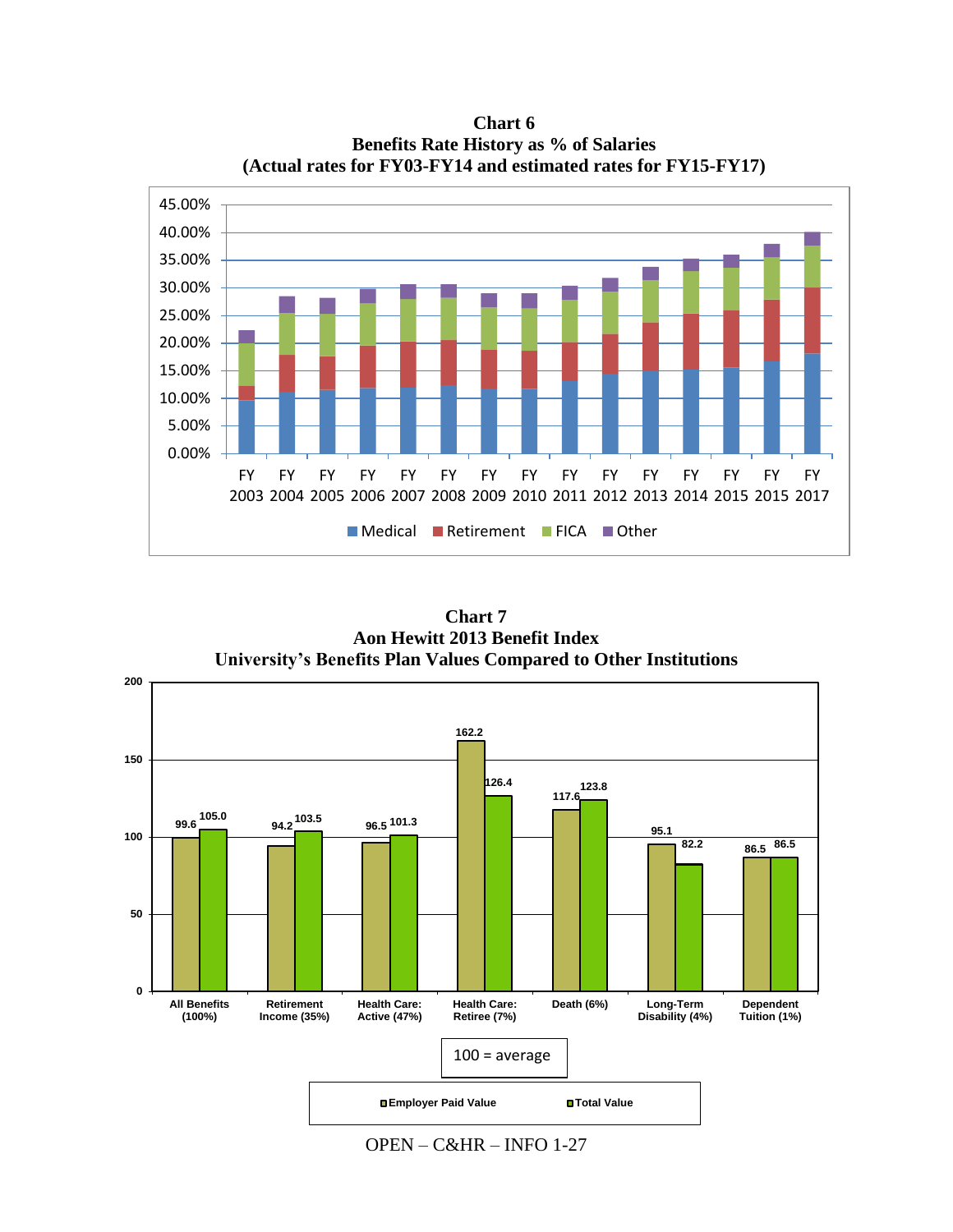**Chart 6**
**Benefits Rate History as % of Salaries**
**(Actual rates for FY03-FY14 and estimated rates for FY15-FY17)**

**Chart 7**
**Aon Hewitt 2013 Benefit Index**
**University's Benefits Plan Values Compared to Other Institutions**

| Category | Employer Paid Value | Total Value |
|---|---|---|
| All Benefits (100%) | 99.6 | 105.0 |
| Retirement Income (35%) | 94.2 | 103.5 |
| Health Care: Active (47%) | 96.5 | 101.3 |
| Health Care: Retiree (7%) | 162.2 | 126.4 |
| Death (6%) | 117.6 | 123.8 |
| Long-Term Disability (4%) | 95.1 | 82.2 |
| Dependent Tuition (1%) | 86.5 | 86.5 |

100 = average

OPEN – C&HR – INFO 1-27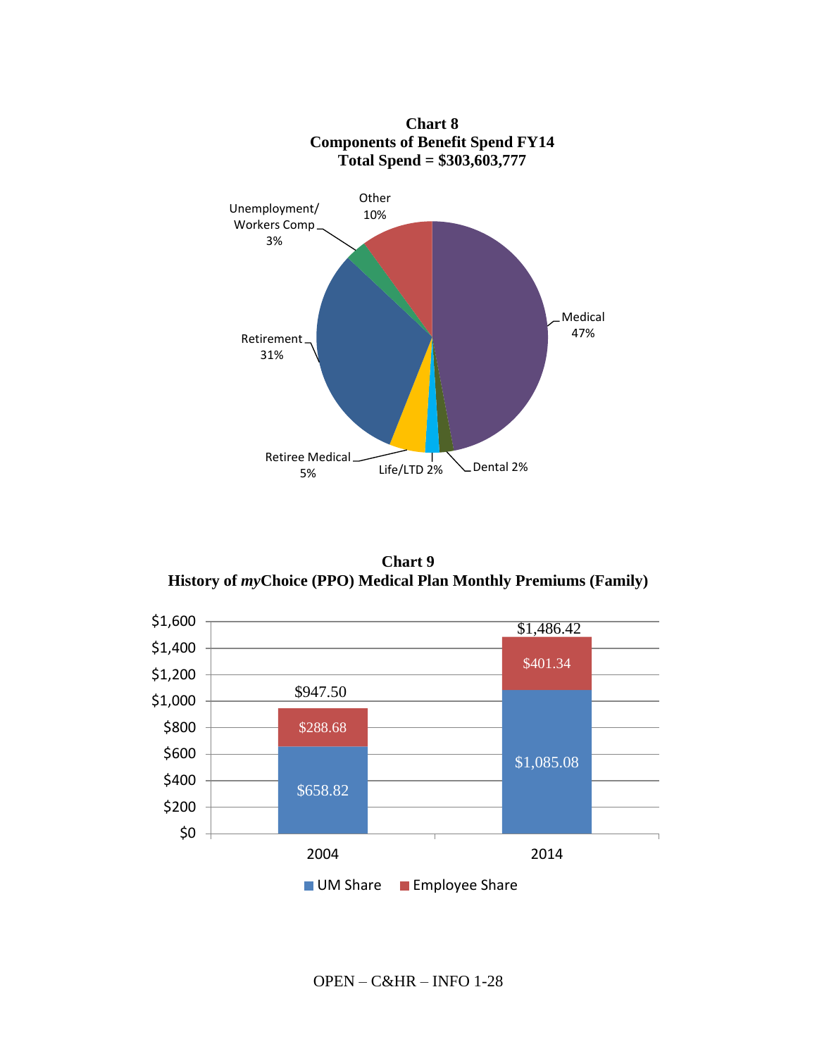**Chart 8**
**Components of Benefit Spend FY14**
**Total Spend = $303,603,777**

| Component | Percent |
|---|---|
| Medical | 47% |
| Retirement | 31% |
| Other | 10% |
| Retiree Medical | 5% |
| Unemployment/ Workers Comp | 3% |
| Life/LTD | 2% |
| Dental | 2% |

**Chart 9**
**History of *my*Choice (PPO) Medical Plan Monthly Premiums (Family)**

| Year | UM Share | Employee Share | Total |
|---|---|---|---|
| 2004 | $658.82 | $288.68 | $947.50 |
| 2014 | $1,085.08 | $401.34 | $1,486.42 |

OPEN – C&HR – INFO 1-28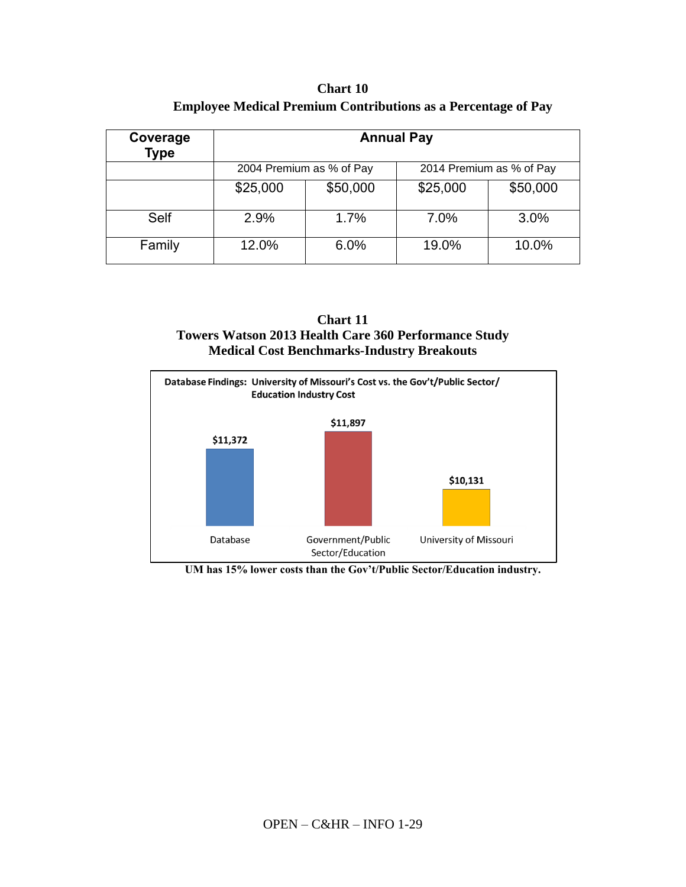**Chart 10**
**Employee Medical Premium Contributions as a Percentage of Pay**

| Coverage Type | Annual Pay | | | |
|---|---|---|---|---|
| | 2004 Premium as % of Pay | | 2014 Premium as % of Pay | |
| | $25,000 | $50,000 | $25,000 | $50,000 |
| Self | 2.9% | 1.7% | 7.0% | 3.0% |
| Family | 12.0% | 6.0% | 19.0% | 10.0% |

**Chart 11**
**Towers Watson 2013 Health Care 360 Performance Study**
**Medical Cost Benchmarks-Industry Breakouts**

**Database Findings: University of Missouri's Cost vs. the Gov't/Public Sector/ Education Industry Cost**

| Database | Government/Public Sector/Education | University of Missouri |
|---|---|---|
| $11,372 | $11,897 | $10,131 |

**UM has 15% lower costs than the Gov't/Public Sector/Education industry.**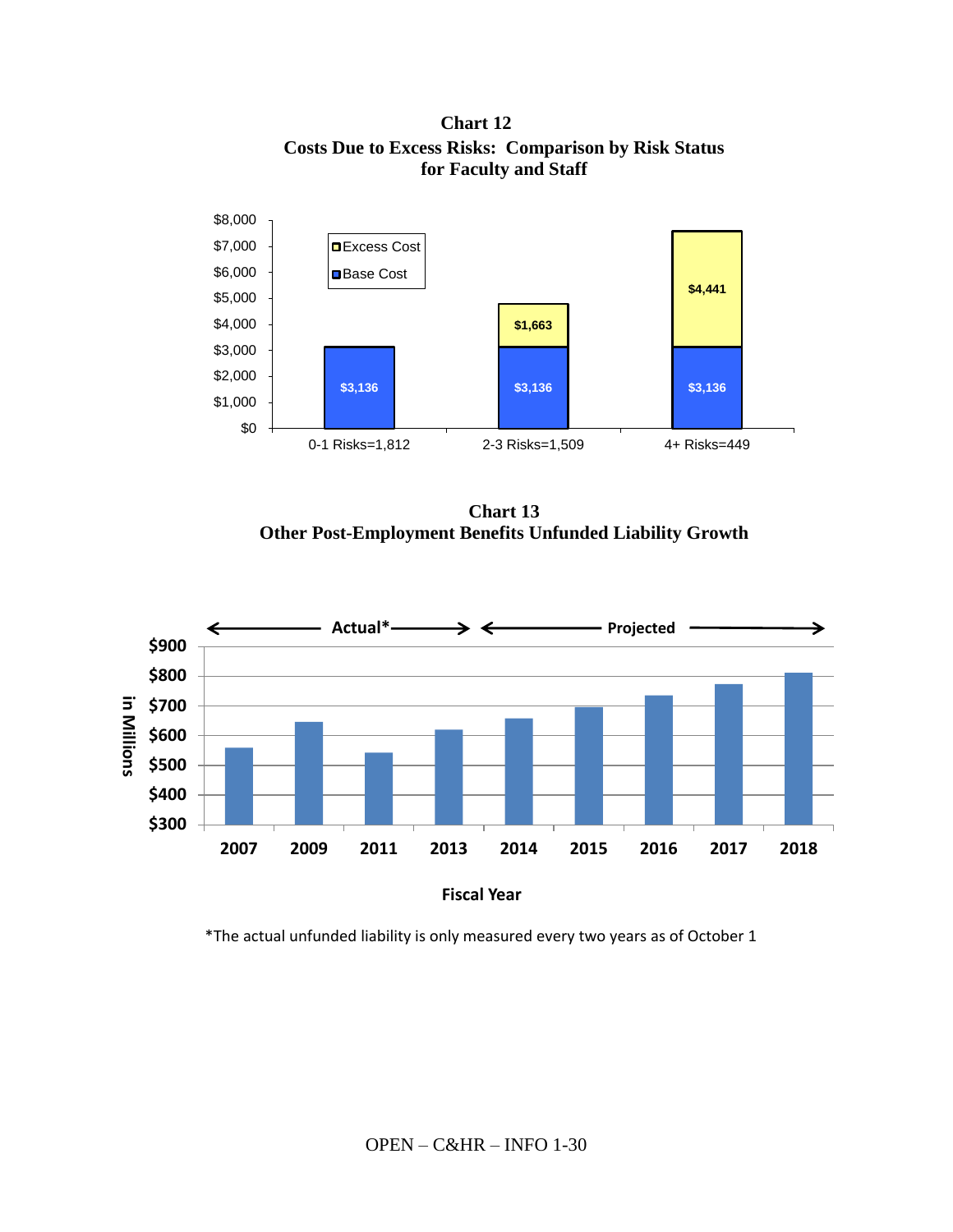**Chart 12**
**Costs Due to Excess Risks: Comparison by Risk Status for Faculty and Staff**

| Risk Status | Base Cost | Excess Cost |
|---|---|---|
| 0-1 Risks=1,812 | $3,136 | |
| 2-3 Risks=1,509 | $3,136 | $1,663 |
| 4+ Risks=449 | $3,136 | $4,441 |

**Chart 13**
**Other Post-Employment Benefits Unfunded Liability Growth**

← Actual* → ← Projected →

in Millions

Fiscal Year: 2007, 2009, 2011, 2013, 2014, 2015, 2016, 2017, 2018

*The actual unfunded liability is only measured every two years as of October 1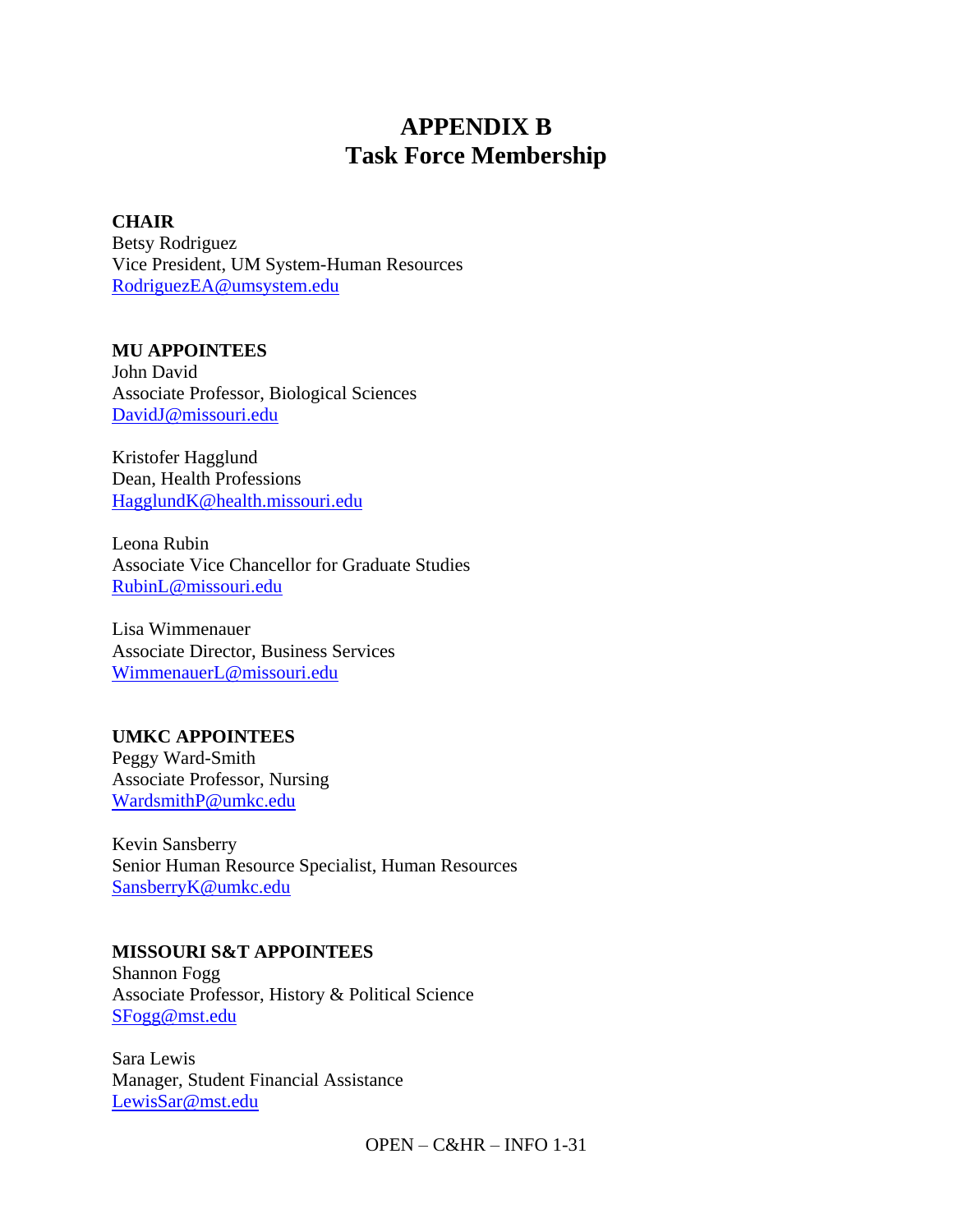# APPENDIX B
# Task Force Membership

**CHAIR**
Betsy Rodriguez
Vice President, UM System-Human Resources
RodriguezEA@umsystem.edu

**MU APPOINTEES**
John David
Associate Professor, Biological Sciences
DavidJ@missouri.edu

Kristofer Hagglund
Dean, Health Professions
HagglundK@health.missouri.edu

Leona Rubin
Associate Vice Chancellor for Graduate Studies
RubinL@missouri.edu

Lisa Wimmenauer
Associate Director, Business Services
WimmenauerL@missouri.edu

**UMKC APPOINTEES**
Peggy Ward-Smith
Associate Professor, Nursing
WardsmithP@umkc.edu

Kevin Sansberry
Senior Human Resource Specialist, Human Resources
SansberryK@umkc.edu

**MISSOURI S&T APPOINTEES**
Shannon Fogg
Associate Professor, History & Political Science
SFogg@mst.edu

Sara Lewis
Manager, Student Financial Assistance
LewisSar@mst.edu

OPEN – C&HR – INFO 1-31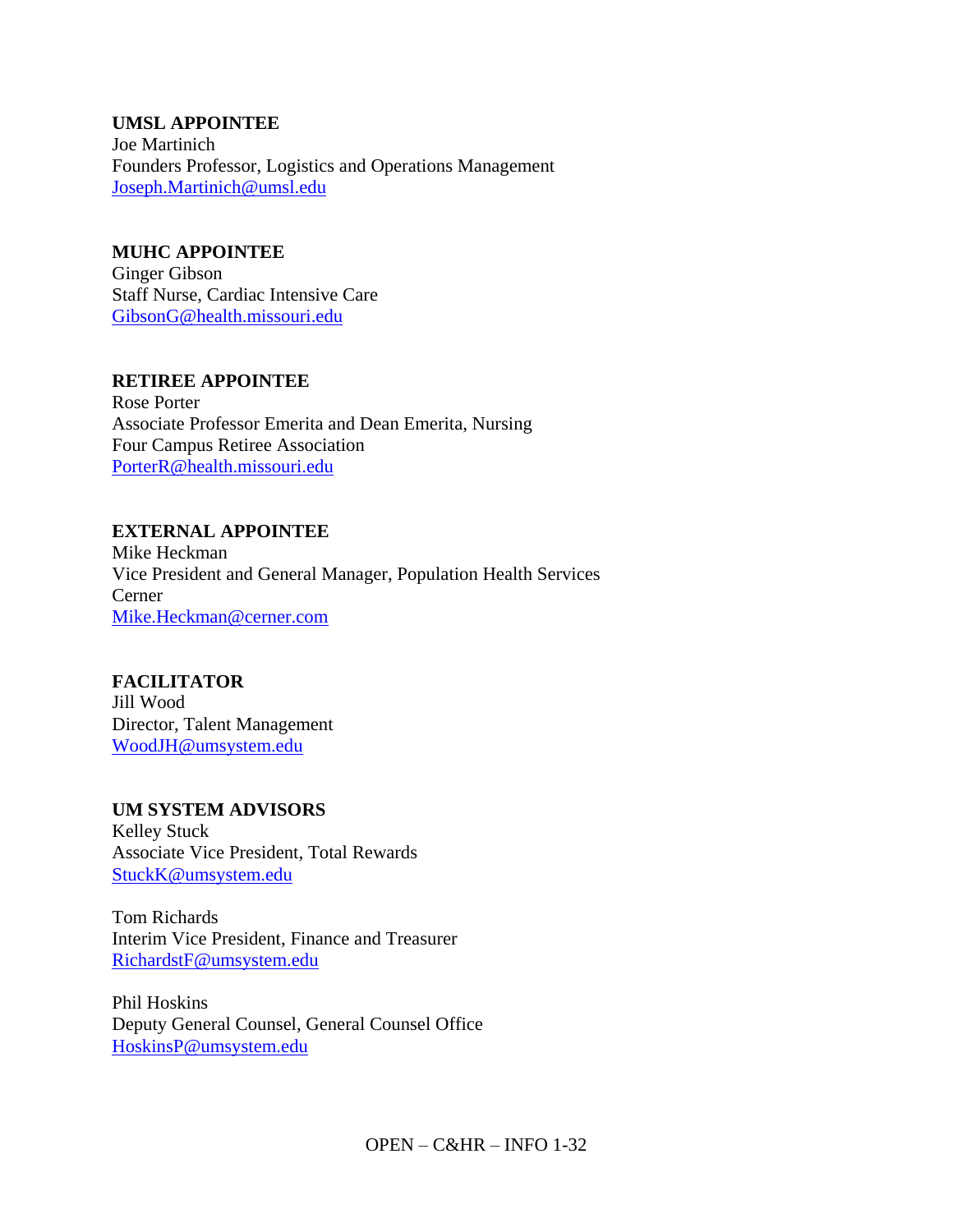**UMSL APPOINTEE**
Joe Martinich
Founders Professor, Logistics and Operations Management
Joseph.Martinich@umsl.edu

**MUHC APPOINTEE**
Ginger Gibson
Staff Nurse, Cardiac Intensive Care
GibsonG@health.missouri.edu

**RETIREE APPOINTEE**
Rose Porter
Associate Professor Emerita and Dean Emerita, Nursing
Four Campus Retiree Association
PorterR@health.missouri.edu

**EXTERNAL APPOINTEE**
Mike Heckman
Vice President and General Manager, Population Health Services
Cerner
Mike.Heckman@cerner.com

**FACILITATOR**
Jill Wood
Director, Talent Management
WoodJH@umsystem.edu

**UM SYSTEM ADVISORS**
Kelley Stuck
Associate Vice President, Total Rewards
StuckK@umsystem.edu

Tom Richards
Interim Vice President, Finance and Treasurer
RichardstF@umsystem.edu

Phil Hoskins
Deputy General Counsel, General Counsel Office
HoskinsP@umsystem.edu

OPEN – C&HR – INFO 1-32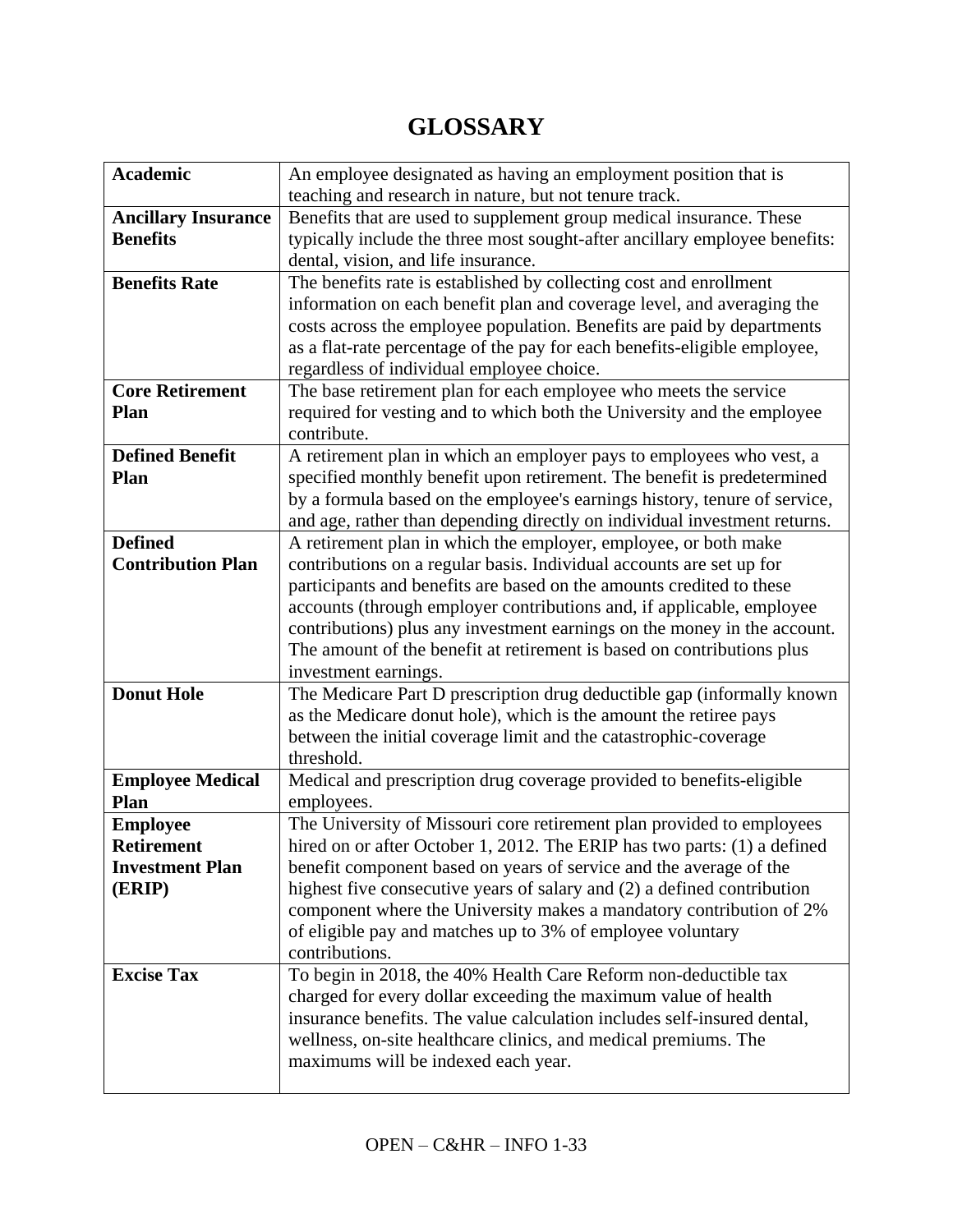# GLOSSARY

| Term | Definition |
|---|---|
| **Academic** | An employee designated as having an employment position that is teaching and research in nature, but not tenure track. |
| **Ancillary Insurance Benefits** | Benefits that are used to supplement group medical insurance. These typically include the three most sought-after ancillary employee benefits: dental, vision, and life insurance. |
| **Benefits Rate** | The benefits rate is established by collecting cost and enrollment information on each benefit plan and coverage level, and averaging the costs across the employee population. Benefits are paid by departments as a flat-rate percentage of the pay for each benefits-eligible employee, regardless of individual employee choice. |
| **Core Retirement Plan** | The base retirement plan for each employee who meets the service required for vesting and to which both the University and the employee contribute. |
| **Defined Benefit Plan** | A retirement plan in which an employer pays to employees who vest, a specified monthly benefit upon retirement. The benefit is predetermined by a formula based on the employee's earnings history, tenure of service, and age, rather than depending directly on individual investment returns. |
| **Defined Contribution Plan** | A retirement plan in which the employer, employee, or both make contributions on a regular basis. Individual accounts are set up for participants and benefits are based on the amounts credited to these accounts (through employer contributions and, if applicable, employee contributions) plus any investment earnings on the money in the account. The amount of the benefit at retirement is based on contributions plus investment earnings. |
| **Donut Hole** | The Medicare Part D prescription drug deductible gap (informally known as the Medicare donut hole), which is the amount the retiree pays between the initial coverage limit and the catastrophic-coverage threshold. |
| **Employee Medical Plan** | Medical and prescription drug coverage provided to benefits-eligible employees. |
| **Employee Retirement Investment Plan (ERIP)** | The University of Missouri core retirement plan provided to employees hired on or after October 1, 2012. The ERIP has two parts: (1) a defined benefit component based on years of service and the average of the highest five consecutive years of salary and (2) a defined contribution component where the University makes a mandatory contribution of 2% of eligible pay and matches up to 3% of employee voluntary contributions. |
| **Excise Tax** | To begin in 2018, the 40% Health Care Reform non-deductible tax charged for every dollar exceeding the maximum value of health insurance benefits. The value calculation includes self-insured dental, wellness, on-site healthcare clinics, and medical premiums. The maximums will be indexed each year. |

OPEN – C&HR – INFO 1-33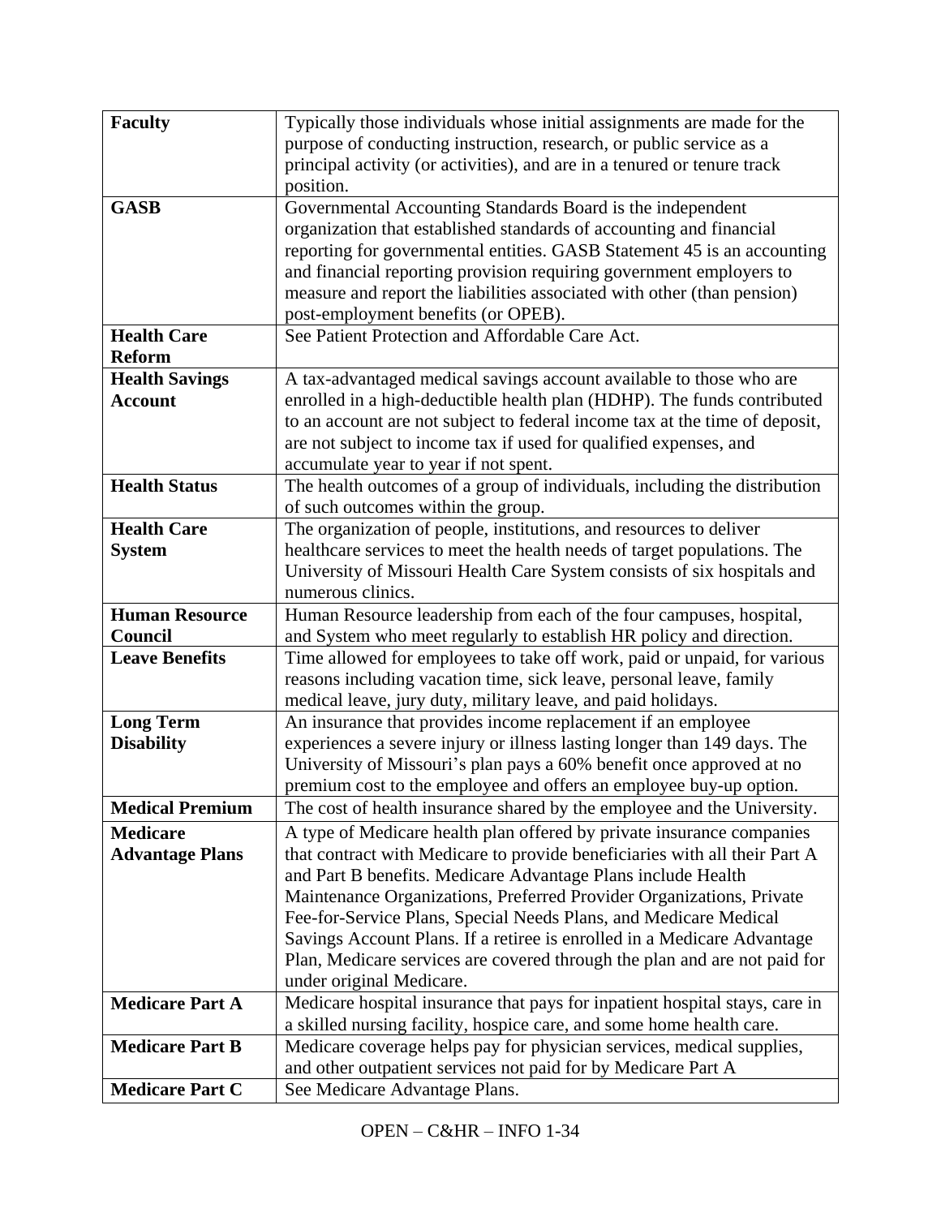| | |
|---|---|
| **Faculty** | Typically those individuals whose initial assignments are made for the purpose of conducting instruction, research, or public service as a principal activity (or activities), and are in a tenured or tenure track position. |
| **GASB** | Governmental Accounting Standards Board is the independent organization that established standards of accounting and financial reporting for governmental entities. GASB Statement 45 is an accounting and financial reporting provision requiring government employers to measure and report the liabilities associated with other (than pension) post-employment benefits (or OPEB). |
| **Health Care Reform** | See Patient Protection and Affordable Care Act. |
| **Health Savings Account** | A tax-advantaged medical savings account available to those who are enrolled in a high-deductible health plan (HDHP). The funds contributed to an account are not subject to federal income tax at the time of deposit, are not subject to income tax if used for qualified expenses, and accumulate year to year if not spent. |
| **Health Status** | The health outcomes of a group of individuals, including the distribution of such outcomes within the group. |
| **Health Care System** | The organization of people, institutions, and resources to deliver healthcare services to meet the health needs of target populations. The University of Missouri Health Care System consists of six hospitals and numerous clinics. |
| **Human Resource Council** | Human Resource leadership from each of the four campuses, hospital, and System who meet regularly to establish HR policy and direction. |
| **Leave Benefits** | Time allowed for employees to take off work, paid or unpaid, for various reasons including vacation time, sick leave, personal leave, family medical leave, jury duty, military leave, and paid holidays. |
| **Long Term Disability** | An insurance that provides income replacement if an employee experiences a severe injury or illness lasting longer than 149 days. The University of Missouri's plan pays a 60% benefit once approved at no premium cost to the employee and offers an employee buy-up option. |
| **Medical Premium** | The cost of health insurance shared by the employee and the University. |
| **Medicare Advantage Plans** | A type of Medicare health plan offered by private insurance companies that contract with Medicare to provide beneficiaries with all their Part A and Part B benefits. Medicare Advantage Plans include Health Maintenance Organizations, Preferred Provider Organizations, Private Fee-for-Service Plans, Special Needs Plans, and Medicare Medical Savings Account Plans. If a retiree is enrolled in a Medicare Advantage Plan, Medicare services are covered through the plan and are not paid for under original Medicare. |
| **Medicare Part A** | Medicare hospital insurance that pays for inpatient hospital stays, care in a skilled nursing facility, hospice care, and some home health care. |
| **Medicare Part B** | Medicare coverage helps pay for physician services, medical supplies, and other outpatient services not paid for by Medicare Part A |
| **Medicare Part C** | See Medicare Advantage Plans. |

OPEN – C&HR – INFO 1-34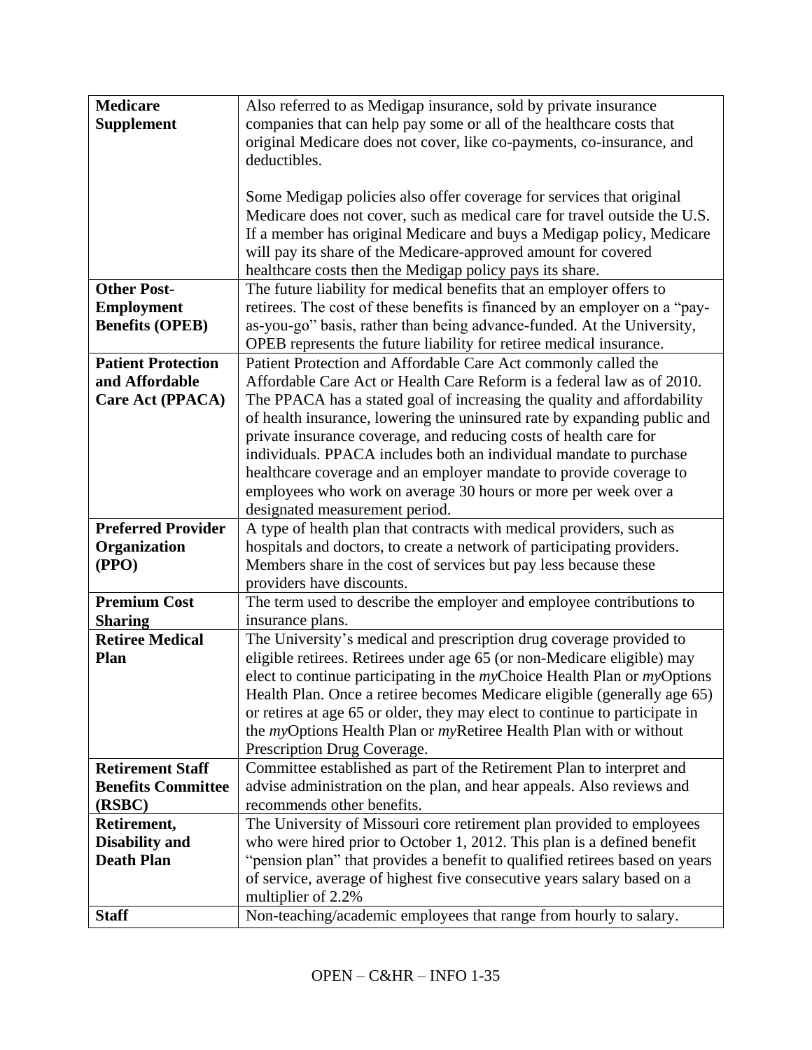| | |
|---|---|
| **Medicare Supplement** | Also referred to as Medigap insurance, sold by private insurance companies that can help pay some or all of the healthcare costs that original Medicare does not cover, like co-payments, co-insurance, and deductibles.<br><br>Some Medigap policies also offer coverage for services that original Medicare does not cover, such as medical care for travel outside the U.S. If a member has original Medicare and buys a Medigap policy, Medicare will pay its share of the Medicare-approved amount for covered healthcare costs then the Medigap policy pays its share. |
| **Other Post-Employment Benefits (OPEB)** | The future liability for medical benefits that an employer offers to retirees. The cost of these benefits is financed by an employer on a "pay-as-you-go" basis, rather than being advance-funded. At the University, OPEB represents the future liability for retiree medical insurance. |
| **Patient Protection and Affordable Care Act (PPACA)** | Patient Protection and Affordable Care Act commonly called the Affordable Care Act or Health Care Reform is a federal law as of 2010. The PPACA has a stated goal of increasing the quality and affordability of health insurance, lowering the uninsured rate by expanding public and private insurance coverage, and reducing costs of health care for individuals. PPACA includes both an individual mandate to purchase healthcare coverage and an employer mandate to provide coverage to employees who work on average 30 hours or more per week over a designated measurement period. |
| **Preferred Provider Organization (PPO)** | A type of health plan that contracts with medical providers, such as hospitals and doctors, to create a network of participating providers. Members share in the cost of services but pay less because these providers have discounts. |
| **Premium Cost Sharing** | The term used to describe the employer and employee contributions to insurance plans. |
| **Retiree Medical Plan** | The University's medical and prescription drug coverage provided to eligible retirees. Retirees under age 65 (or non-Medicare eligible) may elect to continue participating in the *my*Choice Health Plan or *my*Options Health Plan. Once a retiree becomes Medicare eligible (generally age 65) or retires at age 65 or older, they may elect to continue to participate in the *my*Options Health Plan or *my*Retiree Health Plan with or without Prescription Drug Coverage. |
| **Retirement Staff Benefits Committee (RSBC)** | Committee established as part of the Retirement Plan to interpret and advise administration on the plan, and hear appeals. Also reviews and recommends other benefits. |
| **Retirement, Disability and Death Plan** | The University of Missouri core retirement plan provided to employees who were hired prior to October 1, 2012. This plan is a defined benefit "pension plan" that provides a benefit to qualified retirees based on years of service, average of highest five consecutive years salary based on a multiplier of 2.2% |
| **Staff** | Non-teaching/academic employees that range from hourly to salary. |

OPEN – C&HR – INFO 1-35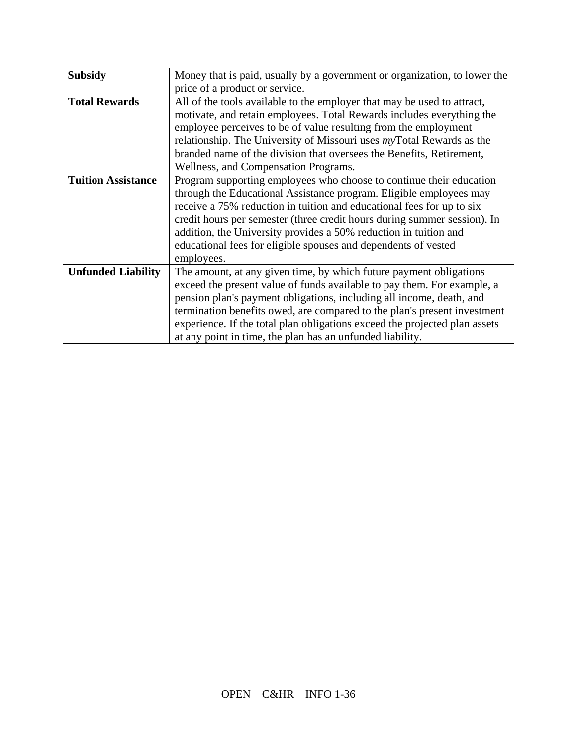| | |
|---|---|
| **Subsidy** | Money that is paid, usually by a government or organization, to lower the price of a product or service. |
| **Total Rewards** | All of the tools available to the employer that may be used to attract, motivate, and retain employees. Total Rewards includes everything the employee perceives to be of value resulting from the employment relationship. The University of Missouri uses *my*Total Rewards as the branded name of the division that oversees the Benefits, Retirement, Wellness, and Compensation Programs. |
| **Tuition Assistance** | Program supporting employees who choose to continue their education through the Educational Assistance program. Eligible employees may receive a 75% reduction in tuition and educational fees for up to six credit hours per semester (three credit hours during summer session). In addition, the University provides a 50% reduction in tuition and educational fees for eligible spouses and dependents of vested employees. |
| **Unfunded Liability** | The amount, at any given time, by which future payment obligations exceed the present value of funds available to pay them. For example, a pension plan's payment obligations, including all income, death, and termination benefits owed, are compared to the plan's present investment experience. If the total plan obligations exceed the projected plan assets at any point in time, the plan has an unfunded liability. |